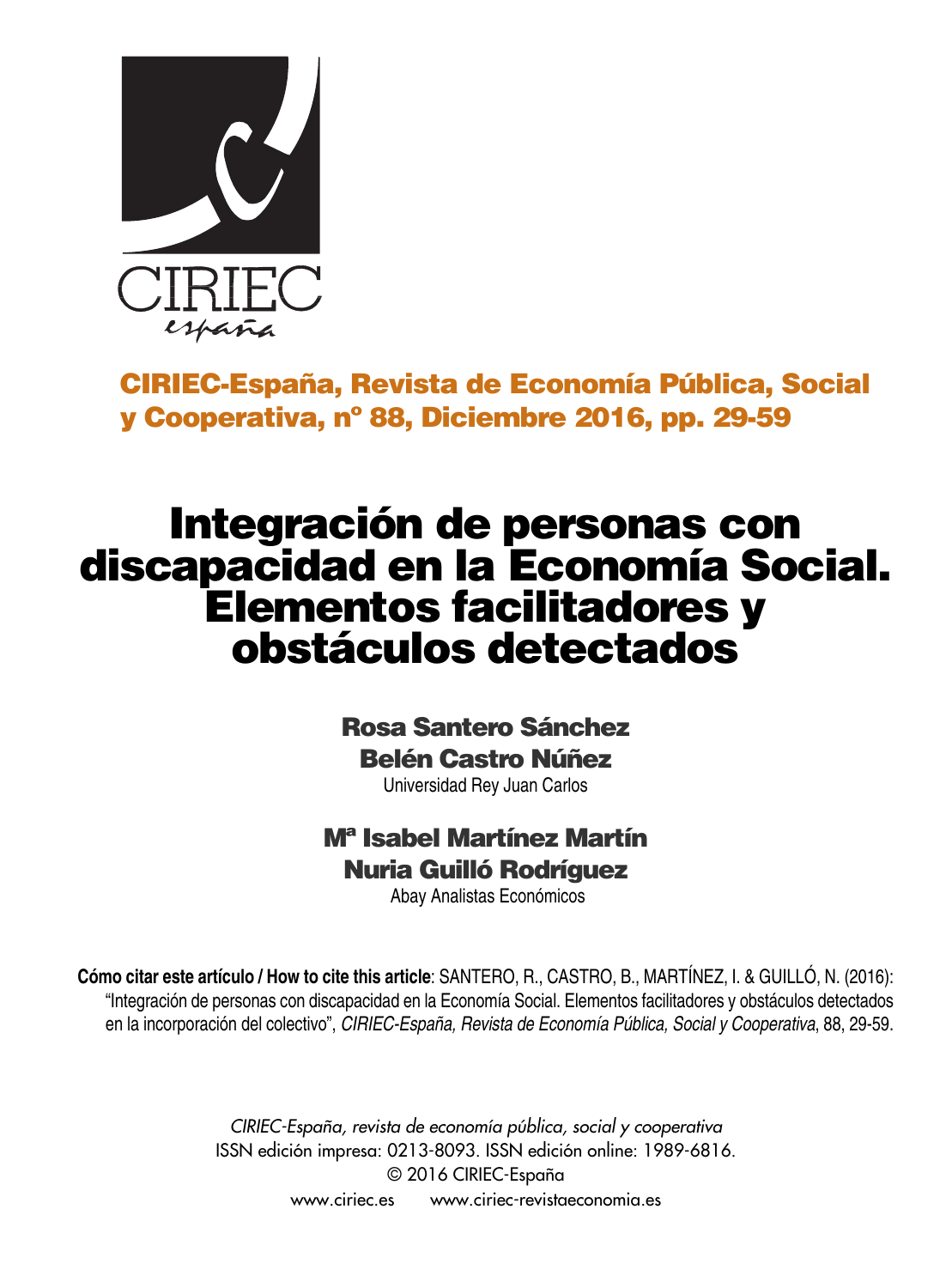CIRIEC
españa

**CIRIEC-España, Revista de Economía Pública, Social y Cooperativa, nº 88, Diciembre 2016, pp. 29-59**

# Integración de personas con discapacidad en la Economía Social. Elementos facilitadores y obstáculos detectados

**Rosa Santero Sánchez**
**Belén Castro Núñez**
Universidad Rey Juan Carlos

**Mª Isabel Martínez Martín**
**Nuria Guilló Rodríguez**
Abay Analistas Económicos

**Cómo citar este artículo / How to cite this article**: SANTERO, R., CASTRO, B., MARTÍNEZ, I. & GUILLÓ, N. (2016): "Integración de personas con discapacidad en la Economía Social. Elementos facilitadores y obstáculos detectados en la incorporación del colectivo", *CIRIEC-España, Revista de Economía Pública, Social y Cooperativa*, 88, 29-59.

*CIRIEC-España, revista de economía pública, social y cooperativa*
ISSN edición impresa: 0213-8093. ISSN edición online: 1989-6816.
© 2016 CIRIEC-España
www.ciriec.es www.ciriec-revistaeconomia.es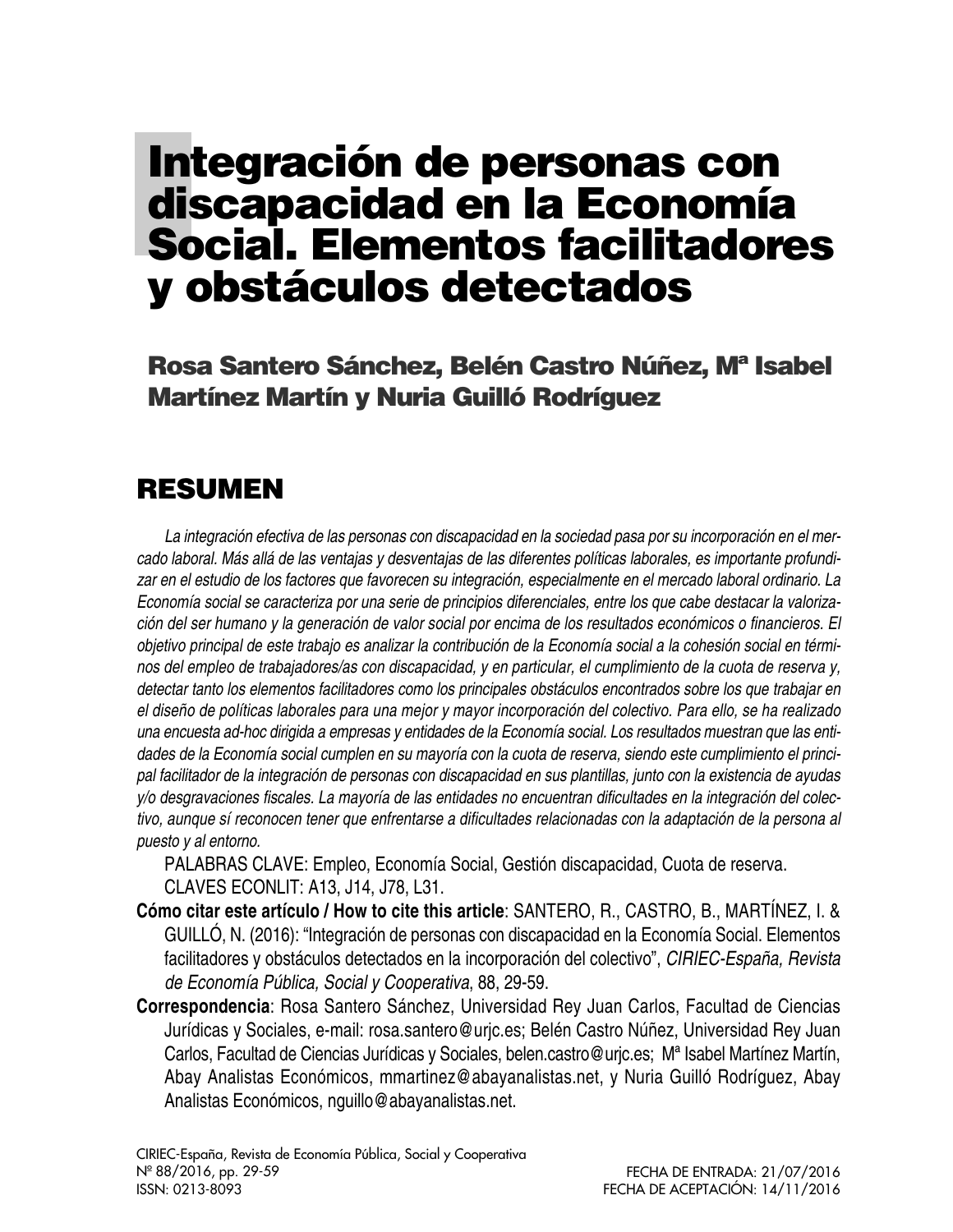# Integración de personas con discapacidad en la Economía Social. Elementos facilitadores y obstáculos detectados

## Rosa Santero Sánchez, Belén Castro Núñez, Mª Isabel Martínez Martín y Nuria Guilló Rodríguez

## RESUMEN

*La integración efectiva de las personas con discapacidad en la sociedad pasa por su incorporación en el mercado laboral. Más allá de las ventajas y desventajas de las diferentes políticas laborales, es importante profundizar en el estudio de los factores que favorecen su integración, especialmente en el mercado laboral ordinario. La Economía social se caracteriza por una serie de principios diferenciales, entre los que cabe destacar la valorización del ser humano y la generación de valor social por encima de los resultados económicos o financieros. El objetivo principal de este trabajo es analizar la contribución de la Economía social a la cohesión social en términos del empleo de trabajadores/as con discapacidad, y en particular, el cumplimiento de la cuota de reserva y, detectar tanto los elementos facilitadores como los principales obstáculos encontrados sobre los que trabajar en el diseño de políticas laborales para una mejor y mayor incorporación del colectivo. Para ello, se ha realizado una encuesta ad-hoc dirigida a empresas y entidades de la Economía social. Los resultados muestran que las entidades de la Economía social cumplen en su mayoría con la cuota de reserva, siendo este cumplimiento el principal facilitador de la integración de personas con discapacidad en sus plantillas, junto con la existencia de ayudas y/o desgravaciones fiscales. La mayoría de las entidades no encuentran dificultades en la integración del colectivo, aunque sí reconocen tener que enfrentarse a dificultades relacionadas con la adaptación de la persona al puesto y al entorno.*

PALABRAS CLAVE: Empleo, Economía Social, Gestión discapacidad, Cuota de reserva.

CLAVES ECONLIT: A13, J14, J78, L31.

**Cómo citar este artículo / How to cite this article**: SANTERO, R., CASTRO, B., MARTÍNEZ, I. & GUILLÓ, N. (2016): "Integración de personas con discapacidad en la Economía Social. Elementos facilitadores y obstáculos detectados en la incorporación del colectivo", *CIRIEC-España, Revista de Economía Pública, Social y Cooperativa*, 88, 29-59.

**Correspondencia**: Rosa Santero Sánchez, Universidad Rey Juan Carlos, Facultad de Ciencias Jurídicas y Sociales, e-mail: rosa.santero@urjc.es; Belén Castro Núñez, Universidad Rey Juan Carlos, Facultad de Ciencias Jurídicas y Sociales, belen.castro@urjc.es; Mª Isabel Martínez Martín, Abay Analistas Económicos, mmartinez@abayanalistas.net, y Nuria Guilló Rodríguez, Abay Analistas Económicos, nguillo@abayanalistas.net.

FECHA DE ENTRADA: 21/07/2016
FECHA DE ACEPTACIÓN: 14/11/2016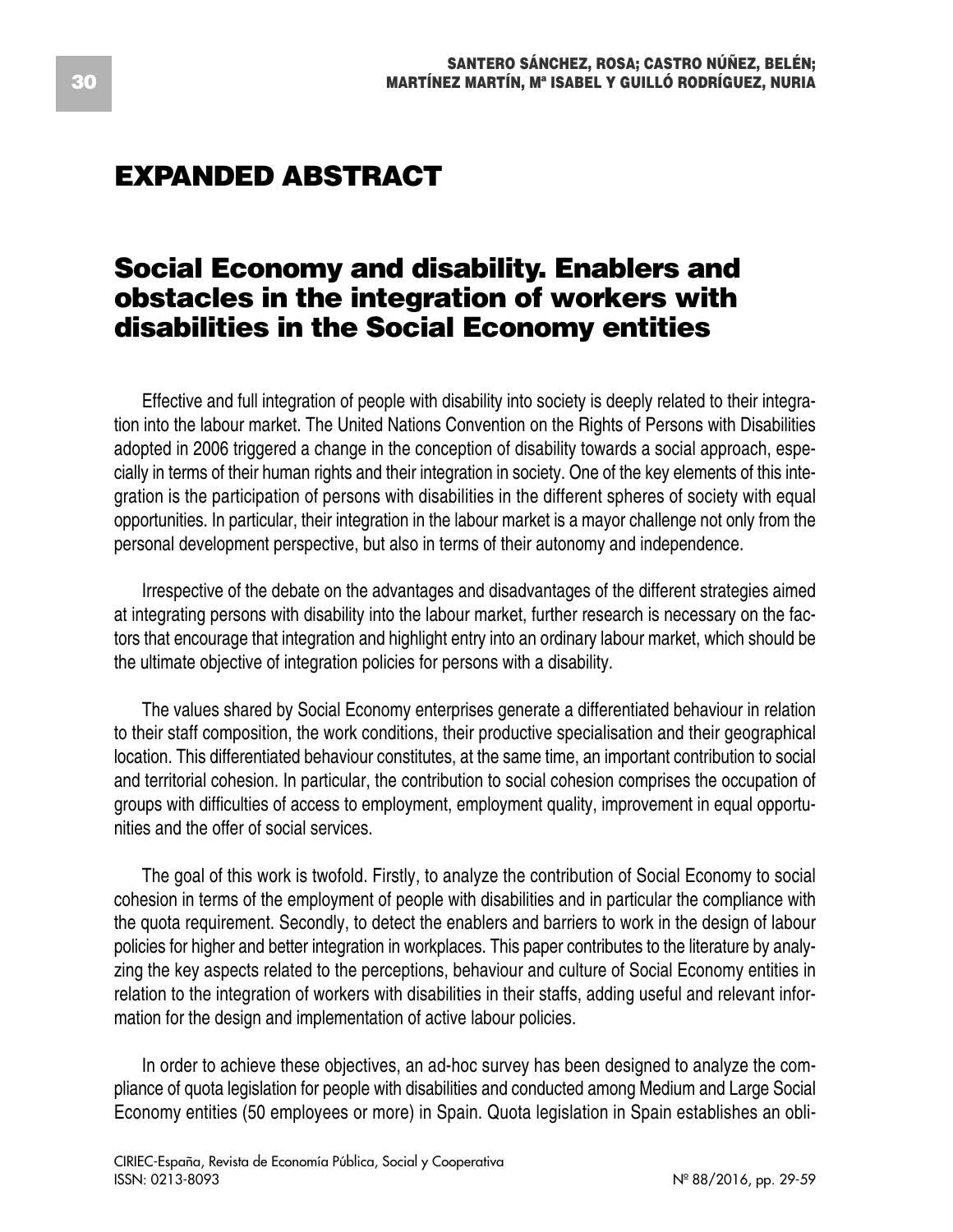# EXPANDED ABSTRACT

## Social Economy and disability. Enablers and obstacles in the integration of workers with disabilities in the Social Economy entities

Effective and full integration of people with disability into society is deeply related to their integration into the labour market. The United Nations Convention on the Rights of Persons with Disabilities adopted in 2006 triggered a change in the conception of disability towards a social approach, especially in terms of their human rights and their integration in society. One of the key elements of this integration is the participation of persons with disabilities in the different spheres of society with equal opportunities. In particular, their integration in the labour market is a mayor challenge not only from the personal development perspective, but also in terms of their autonomy and independence.

Irrespective of the debate on the advantages and disadvantages of the different strategies aimed at integrating persons with disability into the labour market, further research is necessary on the factors that encourage that integration and highlight entry into an ordinary labour market, which should be the ultimate objective of integration policies for persons with a disability.

The values shared by Social Economy enterprises generate a differentiated behaviour in relation to their staff composition, the work conditions, their productive specialisation and their geographical location. This differentiated behaviour constitutes, at the same time, an important contribution to social and territorial cohesion. In particular, the contribution to social cohesion comprises the occupation of groups with difficulties of access to employment, employment quality, improvement in equal opportunities and the offer of social services.

The goal of this work is twofold. Firstly, to analyze the contribution of Social Economy to social cohesion in terms of the employment of people with disabilities and in particular the compliance with the quota requirement. Secondly, to detect the enablers and barriers to work in the design of labour policies for higher and better integration in workplaces. This paper contributes to the literature by analyzing the key aspects related to the perceptions, behaviour and culture of Social Economy entities in relation to the integration of workers with disabilities in their staffs, adding useful and relevant information for the design and implementation of active labour policies.

In order to achieve these objectives, an ad-hoc survey has been designed to analyze the compliance of quota legislation for people with disabilities and conducted among Medium and Large Social Economy entities (50 employees or more) in Spain. Quota legislation in Spain establishes an obli-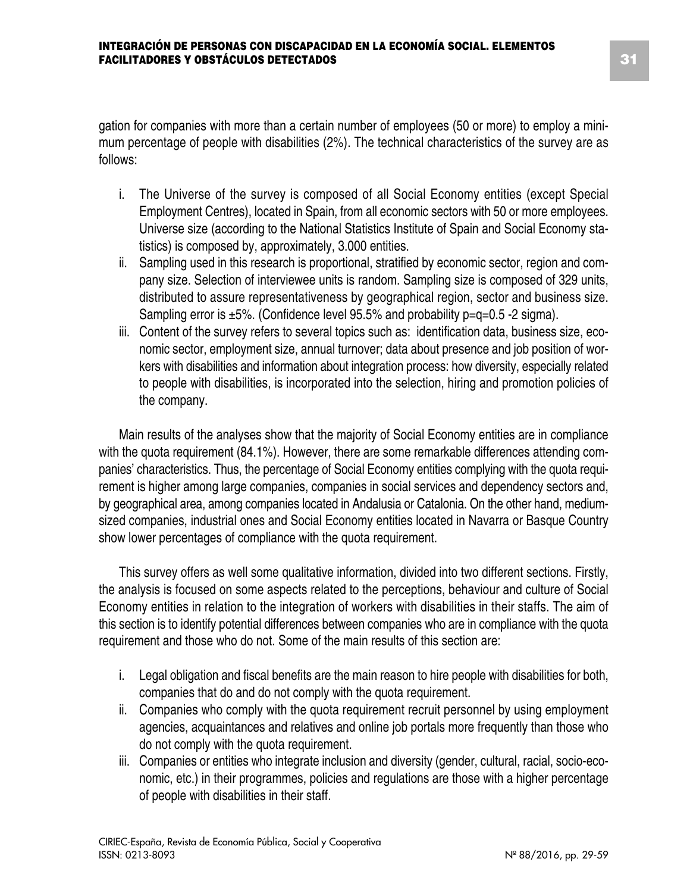gation for companies with more than a certain number of employees (50 or more) to employ a minimum percentage of people with disabilities (2%). The technical characteristics of the survey are as follows:

i. The Universe of the survey is composed of all Social Economy entities (except Special Employment Centres), located in Spain, from all economic sectors with 50 or more employees. Universe size (according to the National Statistics Institute of Spain and Social Economy statistics) is composed by, approximately, 3.000 entities.
ii. Sampling used in this research is proportional, stratified by economic sector, region and company size. Selection of interviewee units is random. Sampling size is composed of 329 units, distributed to assure representativeness by geographical region, sector and business size. Sampling error is ±5%. (Confidence level 95.5% and probability p=q=0.5 -2 sigma).
iii. Content of the survey refers to several topics such as: identification data, business size, economic sector, employment size, annual turnover; data about presence and job position of workers with disabilities and information about integration process: how diversity, especially related to people with disabilities, is incorporated into the selection, hiring and promotion policies of the company.

Main results of the analyses show that the majority of Social Economy entities are in compliance with the quota requirement (84.1%). However, there are some remarkable differences attending companies' characteristics. Thus, the percentage of Social Economy entities complying with the quota requirement is higher among large companies, companies in social services and dependency sectors and, by geographical area, among companies located in Andalusia or Catalonia. On the other hand, medium-sized companies, industrial ones and Social Economy entities located in Navarra or Basque Country show lower percentages of compliance with the quota requirement.

This survey offers as well some qualitative information, divided into two different sections. Firstly, the analysis is focused on some aspects related to the perceptions, behaviour and culture of Social Economy entities in relation to the integration of workers with disabilities in their staffs. The aim of this section is to identify potential differences between companies who are in compliance with the quota requirement and those who do not. Some of the main results of this section are:

i. Legal obligation and fiscal benefits are the main reason to hire people with disabilities for both, companies that do and do not comply with the quota requirement.
ii. Companies who comply with the quota requirement recruit personnel by using employment agencies, acquaintances and relatives and online job portals more frequently than those who do not comply with the quota requirement.
iii. Companies or entities who integrate inclusion and diversity (gender, cultural, racial, socio-economic, etc.) in their programmes, policies and regulations are those with a higher percentage of people with disabilities in their staff.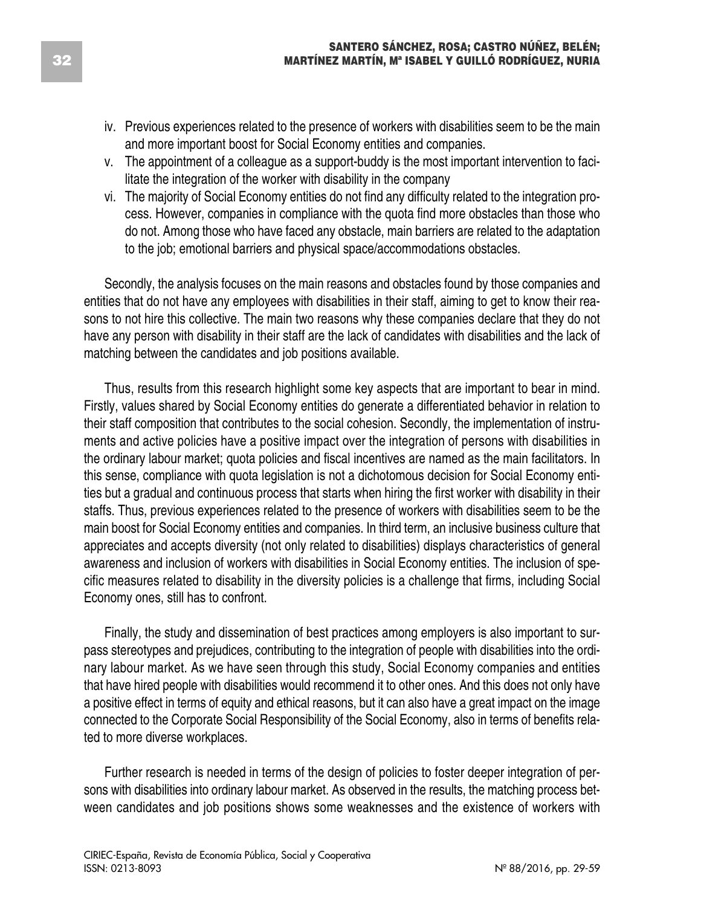iv. Previous experiences related to the presence of workers with disabilities seem to be the main and more important boost for Social Economy entities and companies.

v. The appointment of a colleague as a support-buddy is the most important intervention to facilitate the integration of the worker with disability in the company

vi. The majority of Social Economy entities do not find any difficulty related to the integration process. However, companies in compliance with the quota find more obstacles than those who do not. Among those who have faced any obstacle, main barriers are related to the adaptation to the job; emotional barriers and physical space/accommodations obstacles.

Secondly, the analysis focuses on the main reasons and obstacles found by those companies and entities that do not have any employees with disabilities in their staff, aiming to get to know their reasons to not hire this collective. The main two reasons why these companies declare that they do not have any person with disability in their staff are the lack of candidates with disabilities and the lack of matching between the candidates and job positions available.

Thus, results from this research highlight some key aspects that are important to bear in mind. Firstly, values shared by Social Economy entities do generate a differentiated behavior in relation to their staff composition that contributes to the social cohesion. Secondly, the implementation of instruments and active policies have a positive impact over the integration of persons with disabilities in the ordinary labour market; quota policies and fiscal incentives are named as the main facilitators. In this sense, compliance with quota legislation is not a dichotomous decision for Social Economy entities but a gradual and continuous process that starts when hiring the first worker with disability in their staffs. Thus, previous experiences related to the presence of workers with disabilities seem to be the main boost for Social Economy entities and companies. In third term, an inclusive business culture that appreciates and accepts diversity (not only related to disabilities) displays characteristics of general awareness and inclusion of workers with disabilities in Social Economy entities. The inclusion of specific measures related to disability in the diversity policies is a challenge that firms, including Social Economy ones, still has to confront.

Finally, the study and dissemination of best practices among employers is also important to surpass stereotypes and prejudices, contributing to the integration of people with disabilities into the ordinary labour market. As we have seen through this study, Social Economy companies and entities that have hired people with disabilities would recommend it to other ones. And this does not only have a positive effect in terms of equity and ethical reasons, but it can also have a great impact on the image connected to the Corporate Social Responsibility of the Social Economy, also in terms of benefits related to more diverse workplaces.

Further research is needed in terms of the design of policies to foster deeper integration of persons with disabilities into ordinary labour market. As observed in the results, the matching process between candidates and job positions shows some weaknesses and the existence of workers with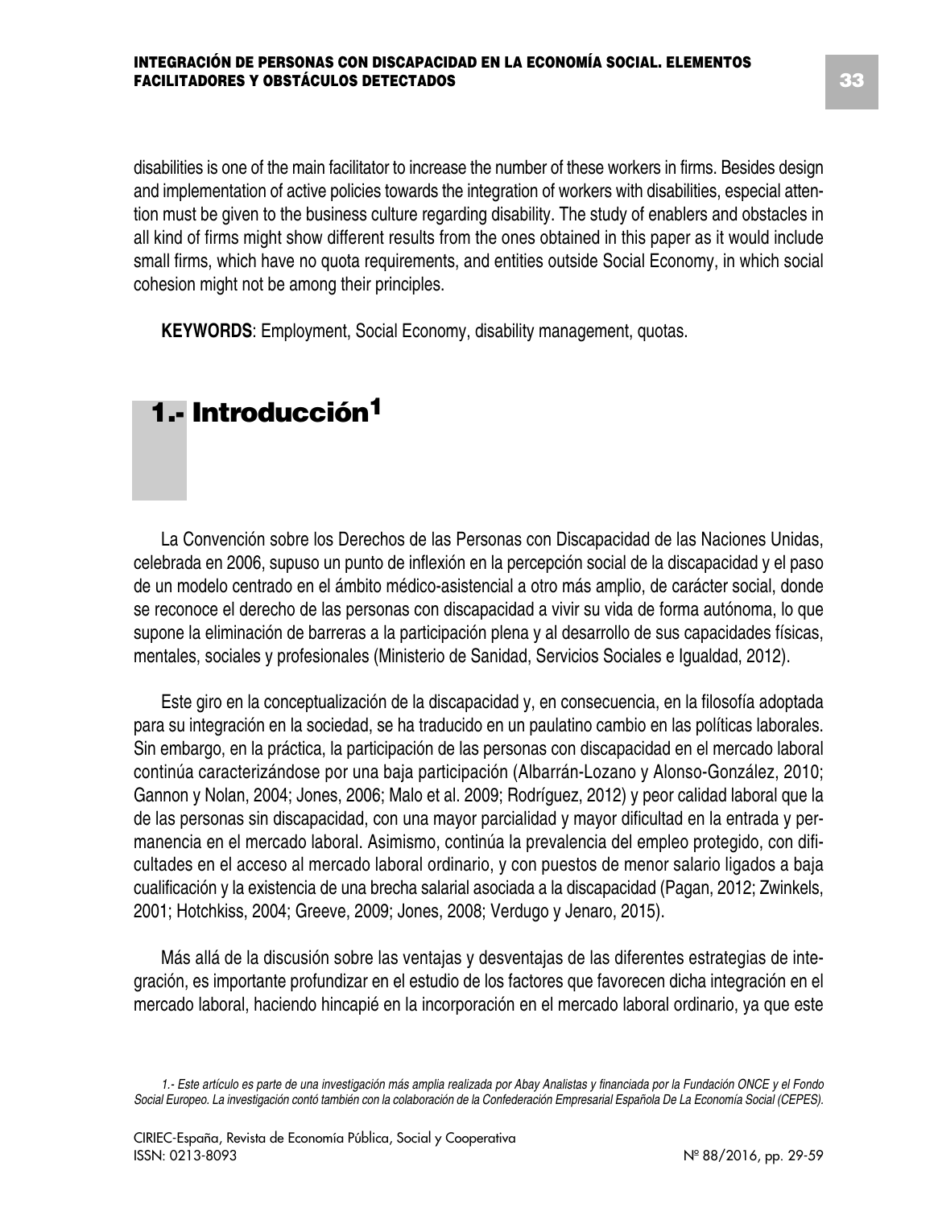disabilities is one of the main facilitator to increase the number of these workers in firms. Besides design and implementation of active policies towards the integration of workers with disabilities, especial attention must be given to the business culture regarding disability. The study of enablers and obstacles in all kind of firms might show different results from the ones obtained in this paper as it would include small firms, which have no quota requirements, and entities outside Social Economy, in which social cohesion might not be among their principles.

**KEYWORDS**: Employment, Social Economy, disability management, quotas.

# 1.- Introducción[1]

La Convención sobre los Derechos de las Personas con Discapacidad de las Naciones Unidas, celebrada en 2006, supuso un punto de inflexión en la percepción social de la discapacidad y el paso de un modelo centrado en el ámbito médico-asistencial a otro más amplio, de carácter social, donde se reconoce el derecho de las personas con discapacidad a vivir su vida de forma autónoma, lo que supone la eliminación de barreras a la participación plena y al desarrollo de sus capacidades físicas, mentales, sociales y profesionales (Ministerio de Sanidad, Servicios Sociales e Igualdad, 2012).

Este giro en la conceptualización de la discapacidad y, en consecuencia, en la filosofía adoptada para su integración en la sociedad, se ha traducido en un paulatino cambio en las políticas laborales. Sin embargo, en la práctica, la participación de las personas con discapacidad en el mercado laboral continúa caracterizándose por una baja participación (Albarrán-Lozano y Alonso-González, 2010; Gannon y Nolan, 2004; Jones, 2006; Malo et al. 2009; Rodríguez, 2012) y peor calidad laboral que la de las personas sin discapacidad, con una mayor parcialidad y mayor dificultad en la entrada y permanencia en el mercado laboral. Asimismo, continúa la prevalencia del empleo protegido, con dificultades en el acceso al mercado laboral ordinario, y con puestos de menor salario ligados a baja cualificación y la existencia de una brecha salarial asociada a la discapacidad (Pagan, 2012; Zwinkels, 2001; Hotchkiss, 2004; Greeve, 2009; Jones, 2008; Verdugo y Jenaro, 2015).

Más allá de la discusión sobre las ventajas y desventajas de las diferentes estrategias de integración, es importante profundizar en el estudio de los factores que favorecen dicha integración en el mercado laboral, haciendo hincapié en la incorporación en el mercado laboral ordinario, ya que este

*1.- Este artículo es parte de una investigación más amplia realizada por Abay Analistas y financiada por la Fundación ONCE y el Fondo Social Europeo. La investigación contó también con la colaboración de la Confederación Empresarial Española De La Economía Social (CEPES).*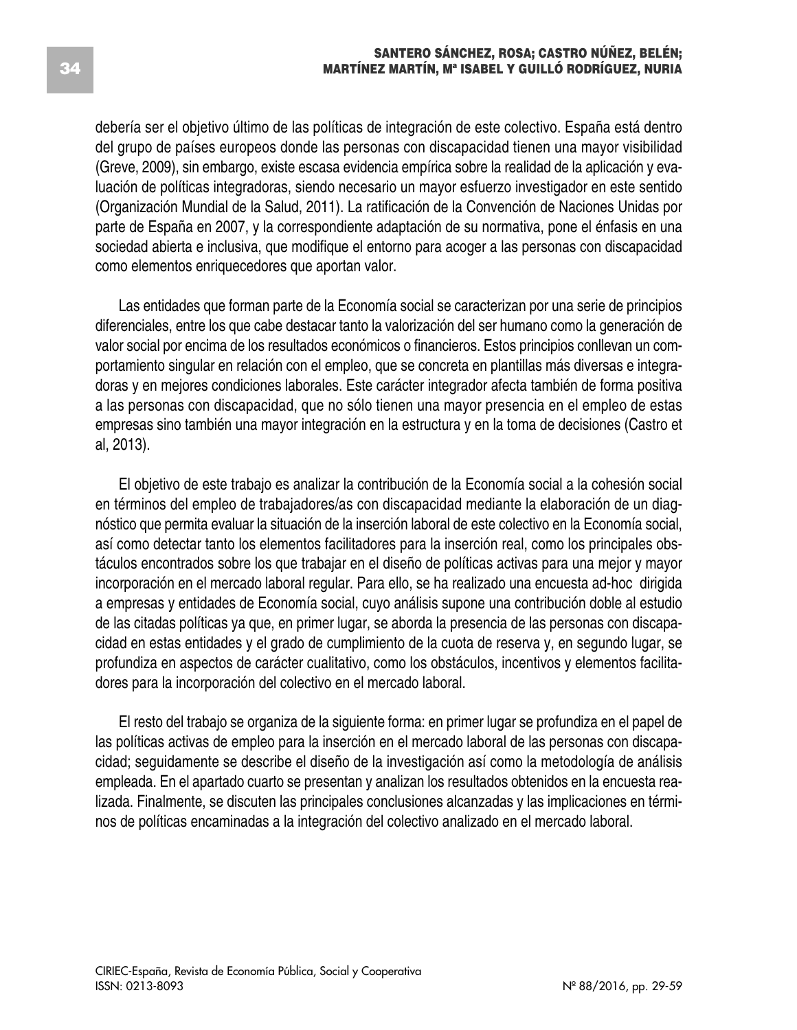debería ser el objetivo último de las políticas de integración de este colectivo. España está dentro del grupo de países europeos donde las personas con discapacidad tienen una mayor visibilidad (Greve, 2009), sin embargo, existe escasa evidencia empírica sobre la realidad de la aplicación y evaluación de políticas integradoras, siendo necesario un mayor esfuerzo investigador en este sentido (Organización Mundial de la Salud, 2011). La ratificación de la Convención de Naciones Unidas por parte de España en 2007, y la correspondiente adaptación de su normativa, pone el énfasis en una sociedad abierta e inclusiva, que modifique el entorno para acoger a las personas con discapacidad como elementos enriquecedores que aportan valor.

Las entidades que forman parte de la Economía social se caracterizan por una serie de principios diferenciales, entre los que cabe destacar tanto la valorización del ser humano como la generación de valor social por encima de los resultados económicos o financieros. Estos principios conllevan un comportamiento singular en relación con el empleo, que se concreta en plantillas más diversas e integradoras y en mejores condiciones laborales. Este carácter integrador afecta también de forma positiva a las personas con discapacidad, que no sólo tienen una mayor presencia en el empleo de estas empresas sino también una mayor integración en la estructura y en la toma de decisiones (Castro et al, 2013).

El objetivo de este trabajo es analizar la contribución de la Economía social a la cohesión social en términos del empleo de trabajadores/as con discapacidad mediante la elaboración de un diagnóstico que permita evaluar la situación de la inserción laboral de este colectivo en la Economía social, así como detectar tanto los elementos facilitadores para la inserción real, como los principales obstáculos encontrados sobre los que trabajar en el diseño de políticas activas para una mejor y mayor incorporación en el mercado laboral regular. Para ello, se ha realizado una encuesta ad-hoc dirigida a empresas y entidades de Economía social, cuyo análisis supone una contribución doble al estudio de las citadas políticas ya que, en primer lugar, se aborda la presencia de las personas con discapacidad en estas entidades y el grado de cumplimiento de la cuota de reserva y, en segundo lugar, se profundiza en aspectos de carácter cualitativo, como los obstáculos, incentivos y elementos facilitadores para la incorporación del colectivo en el mercado laboral.

El resto del trabajo se organiza de la siguiente forma: en primer lugar se profundiza en el papel de las políticas activas de empleo para la inserción en el mercado laboral de las personas con discapacidad; seguidamente se describe el diseño de la investigación así como la metodología de análisis empleada. En el apartado cuarto se presentan y analizan los resultados obtenidos en la encuesta realizada. Finalmente, se discuten las principales conclusiones alcanzadas y las implicaciones en términos de políticas encaminadas a la integración del colectivo analizado en el mercado laboral.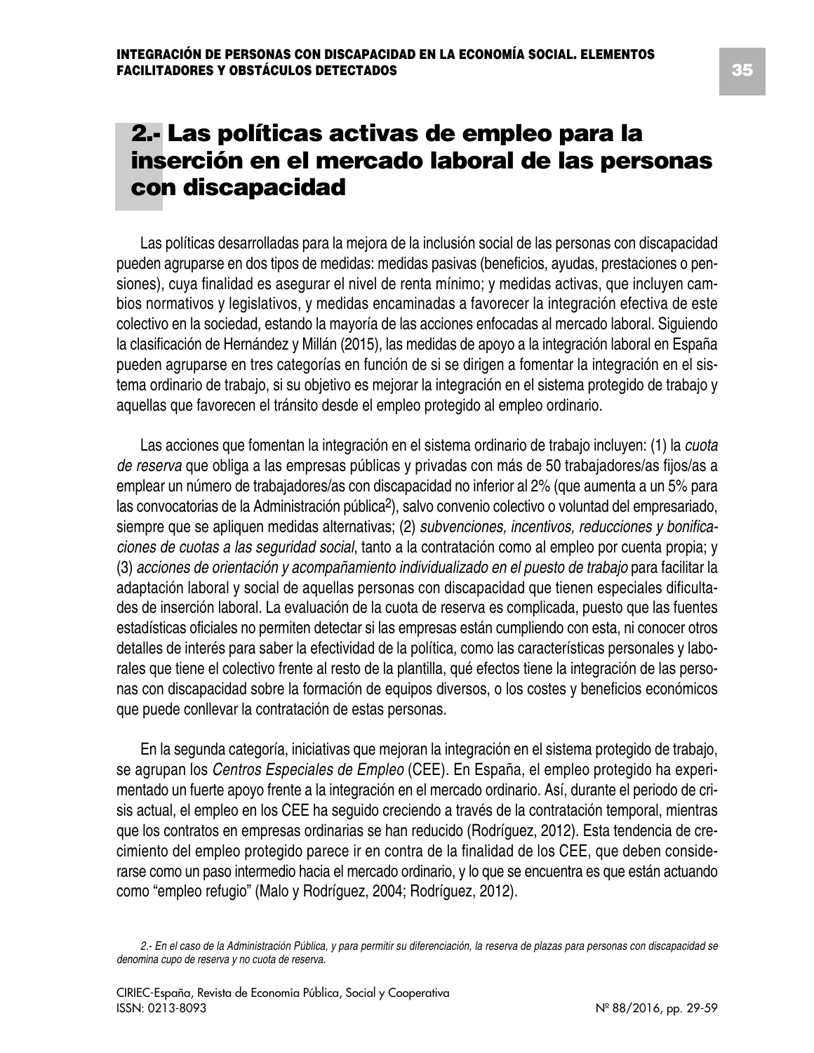## 2.- Las políticas activas de empleo para la inserción en el mercado laboral de las personas con discapacidad

Las políticas desarrolladas para la mejora de la inclusión social de las personas con discapacidad pueden agruparse en dos tipos de medidas: medidas pasivas (beneficios, ayudas, prestaciones o pensiones), cuya finalidad es asegurar el nivel de renta mínimo; y medidas activas, que incluyen cambios normativos y legislativos, y medidas encaminadas a favorecer la integración efectiva de este colectivo en la sociedad, estando la mayoría de las acciones enfocadas al mercado laboral. Siguiendo la clasificación de Hernández y Millán (2015), las medidas de apoyo a la integración laboral en España pueden agruparse en tres categorías en función de si se dirigen a fomentar la integración en el sistema ordinario de trabajo, si su objetivo es mejorar la integración en el sistema protegido de trabajo y aquellas que favorecen el tránsito desde el empleo protegido al empleo ordinario.

Las acciones que fomentan la integración en el sistema ordinario de trabajo incluyen: (1) la *cuota de reserva* que obliga a las empresas públicas y privadas con más de 50 trabajadores/as fijos/as a emplear un número de trabajadores/as con discapacidad no inferior al 2% (que aumenta a un 5% para las convocatorias de la Administración pública[2]), salvo convenio colectivo o voluntad del empresariado, siempre que se apliquen medidas alternativas; (2) *subvenciones, incentivos, reducciones y bonificaciones de cuotas a las seguridad social*, tanto a la contratación como al empleo por cuenta propia; y (3) *acciones de orientación y acompañamiento individualizado en el puesto de trabajo* para facilitar la adaptación laboral y social de aquellas personas con discapacidad que tienen especiales dificultades de inserción laboral. La evaluación de la cuota de reserva es complicada, puesto que las fuentes estadísticas oficiales no permiten detectar si las empresas están cumpliendo con esta, ni conocer otros detalles de interés para saber la efectividad de la política, como las características personales y laborales que tiene el colectivo frente al resto de la plantilla, qué efectos tiene la integración de las personas con discapacidad sobre la formación de equipos diversos, o los costes y beneficios económicos que puede conllevar la contratación de estas personas.

En la segunda categoría, iniciativas que mejoran la integración en el sistema protegido de trabajo, se agrupan los *Centros Especiales de Empleo* (CEE). En España, el empleo protegido ha experimentado un fuerte apoyo frente a la integración en el mercado ordinario. Así, durante el periodo de crisis actual, el empleo en los CEE ha seguido creciendo a través de la contratación temporal, mientras que los contratos en empresas ordinarias se han reducido (Rodríguez, 2012). Esta tendencia de crecimiento del empleo protegido parece ir en contra de la finalidad de los CEE, que deben considerarse como un paso intermedio hacia el mercado ordinario, y lo que se encuentra es que están actuando como "empleo refugio" (Malo y Rodríguez, 2004; Rodríguez, 2012).

*2.- En el caso de la Administración Pública, y para permitir su diferenciación, la reserva de plazas para personas con discapacidad se denomina cupo de reserva y no cuota de reserva.*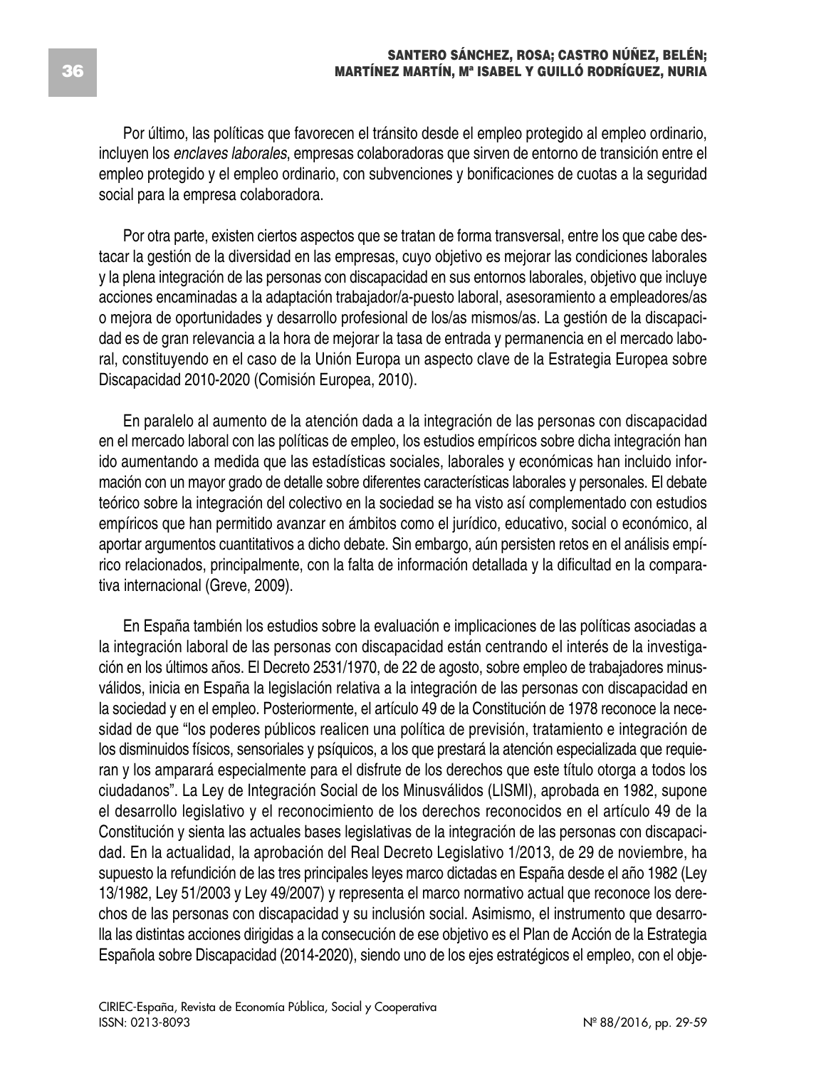Por último, las políticas que favorecen el tránsito desde el empleo protegido al empleo ordinario, incluyen los *enclaves laborales*, empresas colaboradoras que sirven de entorno de transición entre el empleo protegido y el empleo ordinario, con subvenciones y bonificaciones de cuotas a la seguridad social para la empresa colaboradora.

Por otra parte, existen ciertos aspectos que se tratan de forma transversal, entre los que cabe destacar la gestión de la diversidad en las empresas, cuyo objetivo es mejorar las condiciones laborales y la plena integración de las personas con discapacidad en sus entornos laborales, objetivo que incluye acciones encaminadas a la adaptación trabajador/a-puesto laboral, asesoramiento a empleadores/as o mejora de oportunidades y desarrollo profesional de los/as mismos/as. La gestión de la discapacidad es de gran relevancia a la hora de mejorar la tasa de entrada y permanencia en el mercado laboral, constituyendo en el caso de la Unión Europa un aspecto clave de la Estrategia Europea sobre Discapacidad 2010-2020 (Comisión Europea, 2010).

En paralelo al aumento de la atención dada a la integración de las personas con discapacidad en el mercado laboral con las políticas de empleo, los estudios empíricos sobre dicha integración han ido aumentando a medida que las estadísticas sociales, laborales y económicas han incluido información con un mayor grado de detalle sobre diferentes características laborales y personales. El debate teórico sobre la integración del colectivo en la sociedad se ha visto así complementado con estudios empíricos que han permitido avanzar en ámbitos como el jurídico, educativo, social o económico, al aportar argumentos cuantitativos a dicho debate. Sin embargo, aún persisten retos en el análisis empírico relacionados, principalmente, con la falta de información detallada y la dificultad en la comparativa internacional (Greve, 2009).

En España también los estudios sobre la evaluación e implicaciones de las políticas asociadas a la integración laboral de las personas con discapacidad están centrando el interés de la investigación en los últimos años. El Decreto 2531/1970, de 22 de agosto, sobre empleo de trabajadores minusválidos, inicia en España la legislación relativa a la integración de las personas con discapacidad en la sociedad y en el empleo. Posteriormente, el artículo 49 de la Constitución de 1978 reconoce la necesidad de que "los poderes públicos realicen una política de previsión, tratamiento e integración de los disminuidos físicos, sensoriales y psíquicos, a los que prestará la atención especializada que requieran y los amparará especialmente para el disfrute de los derechos que este título otorga a todos los ciudadanos". La Ley de Integración Social de los Minusválidos (LISMI), aprobada en 1982, supone el desarrollo legislativo y el reconocimiento de los derechos reconocidos en el artículo 49 de la Constitución y sienta las actuales bases legislativas de la integración de las personas con discapacidad. En la actualidad, la aprobación del Real Decreto Legislativo 1/2013, de 29 de noviembre, ha supuesto la refundición de las tres principales leyes marco dictadas en España desde el año 1982 (Ley 13/1982, Ley 51/2003 y Ley 49/2007) y representa el marco normativo actual que reconoce los derechos de las personas con discapacidad y su inclusión social. Asimismo, el instrumento que desarrolla las distintas acciones dirigidas a la consecución de ese objetivo es el Plan de Acción de la Estrategia Española sobre Discapacidad (2014-2020), siendo uno de los ejes estratégicos el empleo, con el obje-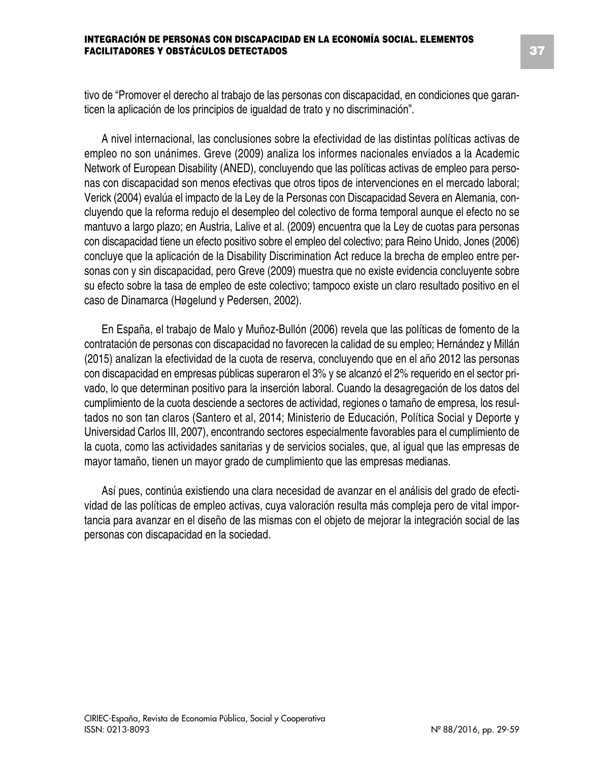tivo de "Promover el derecho al trabajo de las personas con discapacidad, en condiciones que garanticen la aplicación de los principios de igualdad de trato y no discriminación".

A nivel internacional, las conclusiones sobre la efectividad de las distintas políticas activas de empleo no son unánimes. Greve (2009) analiza los informes nacionales enviados a la Academic Network of European Disability (ANED), concluyendo que las políticas activas de empleo para personas con discapacidad son menos efectivas que otros tipos de intervenciones en el mercado laboral; Verick (2004) evalúa el impacto de la Ley de la Personas con Discapacidad Severa en Alemania, concluyendo que la reforma redujo el desempleo del colectivo de forma temporal aunque el efecto no se mantuvo a largo plazo; en Austria, Lalive et al. (2009) encuentra que la Ley de cuotas para personas con discapacidad tiene un efecto positivo sobre el empleo del colectivo; para Reino Unido, Jones (2006) concluye que la aplicación de la Disability Discrimination Act reduce la brecha de empleo entre personas con y sin discapacidad, pero Greve (2009) muestra que no existe evidencia concluyente sobre su efecto sobre la tasa de empleo de este colectivo; tampoco existe un claro resultado positivo en el caso de Dinamarca (Høgelund y Pedersen, 2002).

En España, el trabajo de Malo y Muñoz-Bullón (2006) revela que las políticas de fomento de la contratación de personas con discapacidad no favorecen la calidad de su empleo; Hernández y Millán (2015) analizan la efectividad de la cuota de reserva, concluyendo que en el año 2012 las personas con discapacidad en empresas públicas superaron el 3% y se alcanzó el 2% requerido en el sector privado, lo que determinan positivo para la inserción laboral. Cuando la desagregación de los datos del cumplimiento de la cuota desciende a sectores de actividad, regiones o tamaño de empresa, los resultados no son tan claros (Santero et al, 2014; Ministerio de Educación, Política Social y Deporte y Universidad Carlos III, 2007), encontrando sectores especialmente favorables para el cumplimiento de la cuota, como las actividades sanitarias y de servicios sociales, que, al igual que las empresas de mayor tamaño, tienen un mayor grado de cumplimiento que las empresas medianas.

Así pues, continúa existiendo una clara necesidad de avanzar en el análisis del grado de efectividad de las políticas de empleo activas, cuya valoración resulta más compleja pero de vital importancia para avanzar en el diseño de las mismas con el objeto de mejorar la integración social de las personas con discapacidad en la sociedad.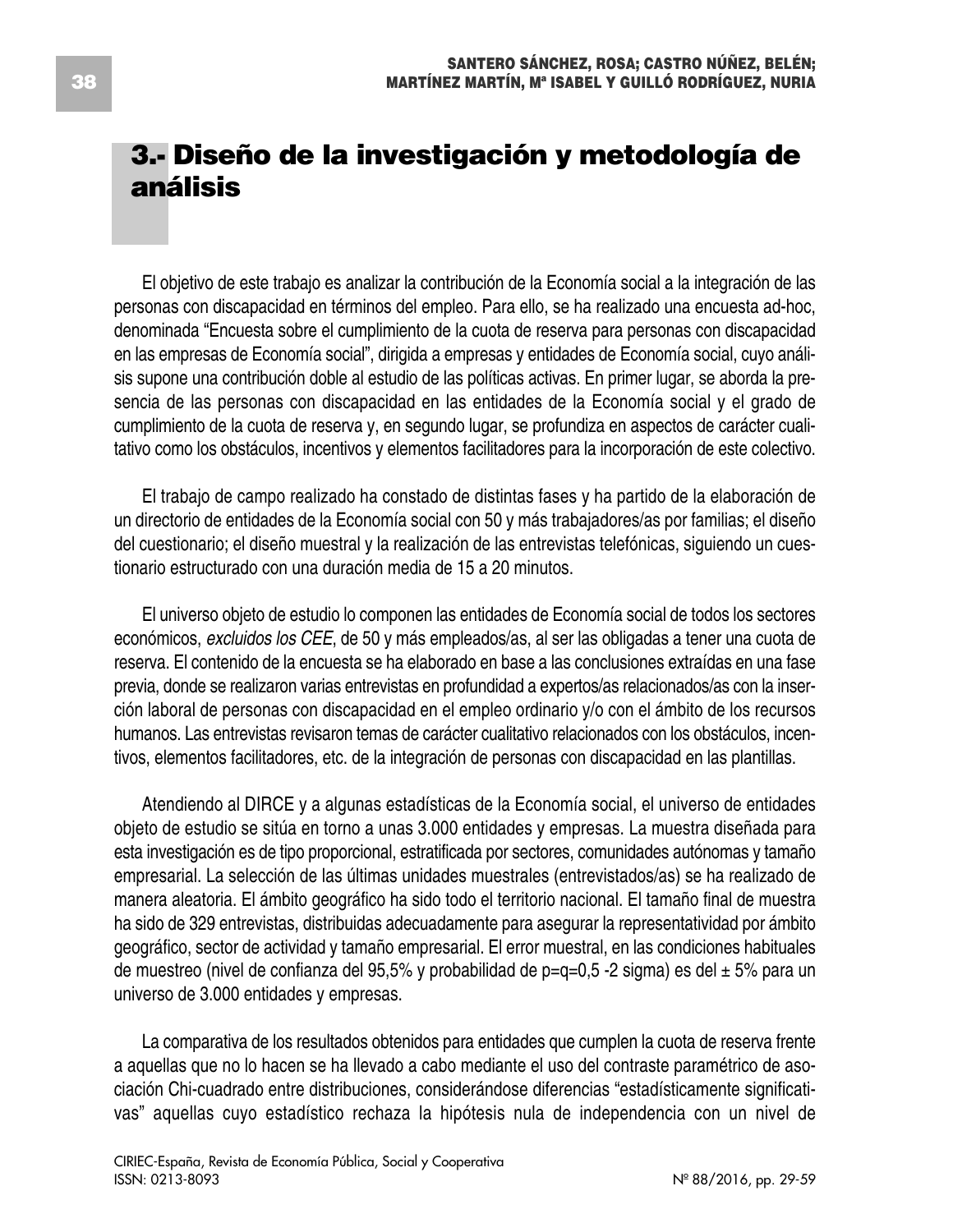# 3.- Diseño de la investigación y metodología de análisis

El objetivo de este trabajo es analizar la contribución de la Economía social a la integración de las personas con discapacidad en términos del empleo. Para ello, se ha realizado una encuesta ad-hoc, denominada "Encuesta sobre el cumplimiento de la cuota de reserva para personas con discapacidad en las empresas de Economía social", dirigida a empresas y entidades de Economía social, cuyo análisis supone una contribución doble al estudio de las políticas activas. En primer lugar, se aborda la presencia de las personas con discapacidad en las entidades de la Economía social y el grado de cumplimiento de la cuota de reserva y, en segundo lugar, se profundiza en aspectos de carácter cualitativo como los obstáculos, incentivos y elementos facilitadores para la incorporación de este colectivo.

El trabajo de campo realizado ha constado de distintas fases y ha partido de la elaboración de un directorio de entidades de la Economía social con 50 y más trabajadores/as por familias; el diseño del cuestionario; el diseño muestral y la realización de las entrevistas telefónicas, siguiendo un cuestionario estructurado con una duración media de 15 a 20 minutos.

El universo objeto de estudio lo componen las entidades de Economía social de todos los sectores económicos, *excluidos los CEE*, de 50 y más empleados/as, al ser las obligadas a tener una cuota de reserva. El contenido de la encuesta se ha elaborado en base a las conclusiones extraídas en una fase previa, donde se realizaron varias entrevistas en profundidad a expertos/as relacionados/as con la inserción laboral de personas con discapacidad en el empleo ordinario y/o con el ámbito de los recursos humanos. Las entrevistas revisaron temas de carácter cualitativo relacionados con los obstáculos, incentivos, elementos facilitadores, etc. de la integración de personas con discapacidad en las plantillas.

Atendiendo al DIRCE y a algunas estadísticas de la Economía social, el universo de entidades objeto de estudio se sitúa en torno a unas 3.000 entidades y empresas. La muestra diseñada para esta investigación es de tipo proporcional, estratificada por sectores, comunidades autónomas y tamaño empresarial. La selección de las últimas unidades muestrales (entrevistados/as) se ha realizado de manera aleatoria. El ámbito geográfico ha sido todo el territorio nacional. El tamaño final de muestra ha sido de 329 entrevistas, distribuidas adecuadamente para asegurar la representatividad por ámbito geográfico, sector de actividad y tamaño empresarial. El error muestral, en las condiciones habituales de muestreo (nivel de confianza del 95,5% y probabilidad de p=q=0,5 -2 sigma) es del ± 5% para un universo de 3.000 entidades y empresas.

La comparativa de los resultados obtenidos para entidades que cumplen la cuota de reserva frente a aquellas que no lo hacen se ha llevado a cabo mediante el uso del contraste paramétrico de asociación Chi-cuadrado entre distribuciones, considerándose diferencias "estadísticamente significativas" aquellas cuyo estadístico rechaza la hipótesis nula de independencia con un nivel de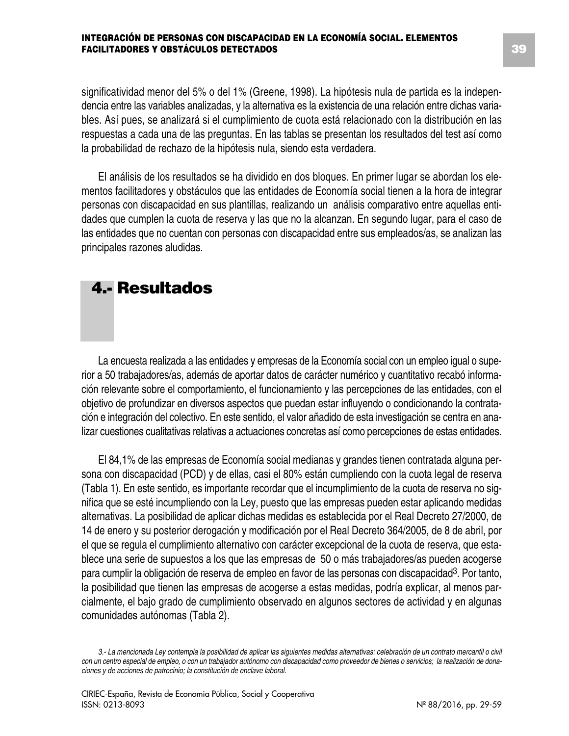significatividad menor del 5% o del 1% (Greene, 1998). La hipótesis nula de partida es la independencia entre las variables analizadas, y la alternativa es la existencia de una relación entre dichas variables. Así pues, se analizará si el cumplimiento de cuota está relacionado con la distribución en las respuestas a cada una de las preguntas. En las tablas se presentan los resultados del test así como la probabilidad de rechazo de la hipótesis nula, siendo esta verdadera.

El análisis de los resultados se ha dividido en dos bloques. En primer lugar se abordan los elementos facilitadores y obstáculos que las entidades de Economía social tienen a la hora de integrar personas con discapacidad en sus plantillas, realizando un análisis comparativo entre aquellas entidades que cumplen la cuota de reserva y las que no la alcanzan. En segundo lugar, para el caso de las entidades que no cuentan con personas con discapacidad entre sus empleados/as, se analizan las principales razones aludidas.

# 4.- Resultados

La encuesta realizada a las entidades y empresas de la Economía social con un empleo igual o superior a 50 trabajadores/as, además de aportar datos de carácter numérico y cuantitativo recabó información relevante sobre el comportamiento, el funcionamiento y las percepciones de las entidades, con el objetivo de profundizar en diversos aspectos que puedan estar influyendo o condicionando la contratación e integración del colectivo. En este sentido, el valor añadido de esta investigación se centra en analizar cuestiones cualitativas relativas a actuaciones concretas así como percepciones de estas entidades.

El 84,1% de las empresas de Economía social medianas y grandes tienen contratada alguna persona con discapacidad (PCD) y de ellas, casi el 80% están cumpliendo con la cuota legal de reserva (Tabla 1). En este sentido, es importante recordar que el incumplimiento de la cuota de reserva no significa que se esté incumpliendo con la Ley, puesto que las empresas pueden estar aplicando medidas alternativas. La posibilidad de aplicar dichas medidas es establecida por el Real Decreto 27/2000, de 14 de enero y su posterior derogación y modificación por el Real Decreto 364/2005, de 8 de abril, por el que se regula el cumplimiento alternativo con carácter excepcional de la cuota de reserva, que establece una serie de supuestos a los que las empresas de 50 o más trabajadores/as pueden acogerse para cumplir la obligación de reserva de empleo en favor de las personas con discapacidad[3]. Por tanto, la posibilidad que tienen las empresas de acogerse a estas medidas, podría explicar, al menos parcialmente, el bajo grado de cumplimiento observado en algunos sectores de actividad y en algunas comunidades autónomas (Tabla 2).

*3.- La mencionada Ley contempla la posibilidad de aplicar las siguientes medidas alternativas: celebración de un contrato mercantil o civil con un centro especial de empleo, o con un trabajador autónomo con discapacidad como proveedor de bienes o servicios; la realización de donaciones y de acciones de patrocinio; la constitución de enclave laboral.*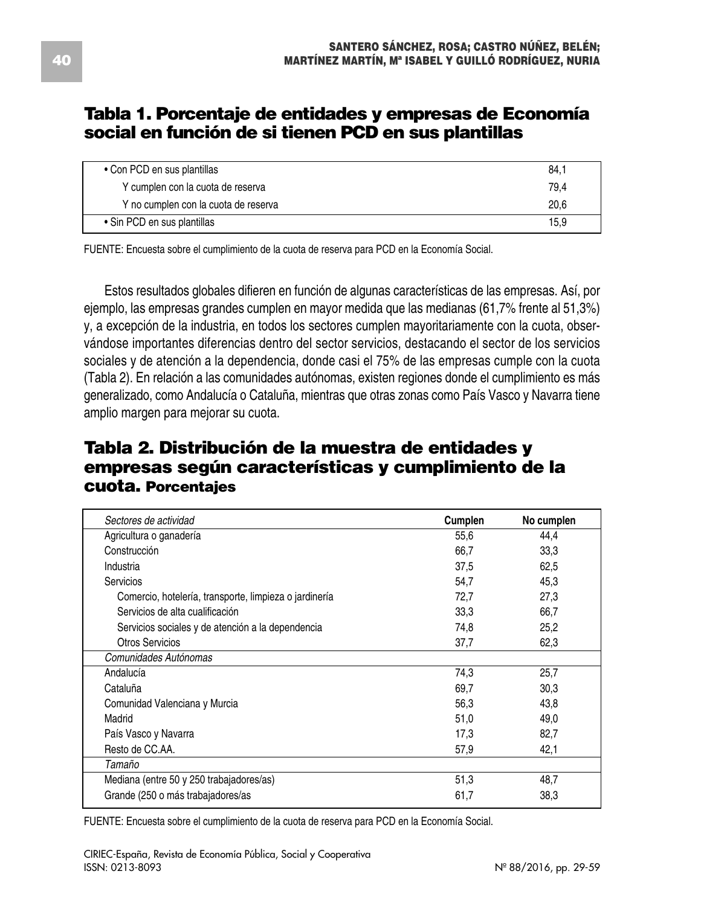## Tabla 1. Porcentaje de entidades y empresas de Economía social en función de si tienen PCD en sus plantillas

| | |
|---|---|
| • Con PCD en sus plantillas | 84,1 |
| Y cumplen con la cuota de reserva | 79,4 |
| Y no cumplen con la cuota de reserva | 20,6 |
| • Sin PCD en sus plantillas | 15,9 |

FUENTE: Encuesta sobre el cumplimiento de la cuota de reserva para PCD en la Economía Social.

Estos resultados globales difieren en función de algunas características de las empresas. Así, por ejemplo, las empresas grandes cumplen en mayor medida que las medianas (61,7% frente al 51,3%) y, a excepción de la industria, en todos los sectores cumplen mayoritariamente con la cuota, observándose importantes diferencias dentro del sector servicios, destacando el sector de los servicios sociales y de atención a la dependencia, donde casi el 75% de las empresas cumple con la cuota (Tabla 2). En relación a las comunidades autónomas, existen regiones donde el cumplimiento es más generalizado, como Andalucía o Cataluña, mientras que otras zonas como País Vasco y Navarra tiene amplio margen para mejorar su cuota.

## Tabla 2. Distribución de la muestra de entidades y empresas según características y cumplimiento de la cuota. Porcentajes

| *Sectores de actividad* | Cumplen | No cumplen |
|---|---|---|
| Agricultura o ganadería | 55,6 | 44,4 |
| Construcción | 66,7 | 33,3 |
| Industria | 37,5 | 62,5 |
| Servicios | 54,7 | 45,3 |
| Comercio, hotelería, transporte, limpieza o jardinería | 72,7 | 27,3 |
| Servicios de alta cualificación | 33,3 | 66,7 |
| Servicios sociales y de atención a la dependencia | 74,8 | 25,2 |
| Otros Servicios | 37,7 | 62,3 |
| *Comunidades Autónomas* | | |
| Andalucía | 74,3 | 25,7 |
| Cataluña | 69,7 | 30,3 |
| Comunidad Valenciana y Murcia | 56,3 | 43,8 |
| Madrid | 51,0 | 49,0 |
| País Vasco y Navarra | 17,3 | 82,7 |
| Resto de CC.AA. | 57,9 | 42,1 |
| *Tamaño* | | |
| Mediana (entre 50 y 250 trabajadores/as) | 51,3 | 48,7 |
| Grande (250 o más trabajadores/as | 61,7 | 38,3 |

FUENTE: Encuesta sobre el cumplimiento de la cuota de reserva para PCD en la Economía Social.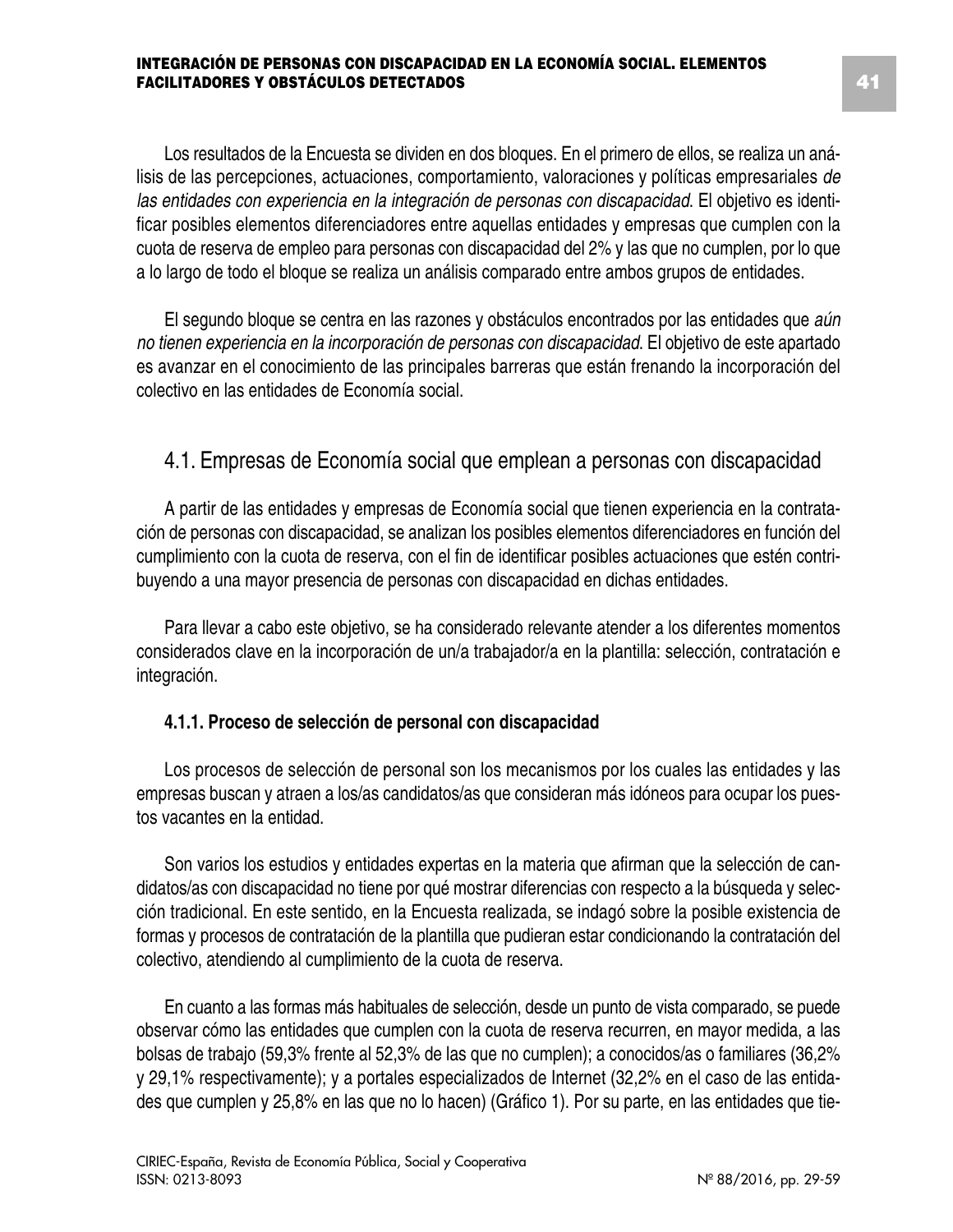Los resultados de la Encuesta se dividen en dos bloques. En el primero de ellos, se realiza un análisis de las percepciones, actuaciones, comportamiento, valoraciones y políticas empresariales *de las entidades con experiencia en la integración de personas con discapacidad*. El objetivo es identificar posibles elementos diferenciadores entre aquellas entidades y empresas que cumplen con la cuota de reserva de empleo para personas con discapacidad del 2% y las que no cumplen, por lo que a lo largo de todo el bloque se realiza un análisis comparado entre ambos grupos de entidades.

El segundo bloque se centra en las razones y obstáculos encontrados por las entidades que *aún no tienen experiencia en la incorporación de personas con discapacidad*. El objetivo de este apartado es avanzar en el conocimiento de las principales barreras que están frenando la incorporación del colectivo en las entidades de Economía social.

## 4.1. Empresas de Economía social que emplean a personas con discapacidad

A partir de las entidades y empresas de Economía social que tienen experiencia en la contratación de personas con discapacidad, se analizan los posibles elementos diferenciadores en función del cumplimiento con la cuota de reserva, con el fin de identificar posibles actuaciones que estén contribuyendo a una mayor presencia de personas con discapacidad en dichas entidades.

Para llevar a cabo este objetivo, se ha considerado relevante atender a los diferentes momentos considerados clave en la incorporación de un/a trabajador/a en la plantilla: selección, contratación e integración.

### 4.1.1. Proceso de selección de personal con discapacidad

Los procesos de selección de personal son los mecanismos por los cuales las entidades y las empresas buscan y atraen a los/as candidatos/as que consideran más idóneos para ocupar los puestos vacantes en la entidad.

Son varios los estudios y entidades expertas en la materia que afirman que la selección de candidatos/as con discapacidad no tiene por qué mostrar diferencias con respecto a la búsqueda y selección tradicional. En este sentido, en la Encuesta realizada, se indagó sobre la posible existencia de formas y procesos de contratación de la plantilla que pudieran estar condicionando la contratación del colectivo, atendiendo al cumplimiento de la cuota de reserva.

En cuanto a las formas más habituales de selección, desde un punto de vista comparado, se puede observar cómo las entidades que cumplen con la cuota de reserva recurren, en mayor medida, a las bolsas de trabajo (59,3% frente al 52,3% de las que no cumplen); a conocidos/as o familiares (36,2% y 29,1% respectivamente); y a portales especializados de Internet (32,2% en el caso de las entidades que cumplen y 25,8% en las que no lo hacen) (Gráfico 1). Por su parte, en las entidades que tie-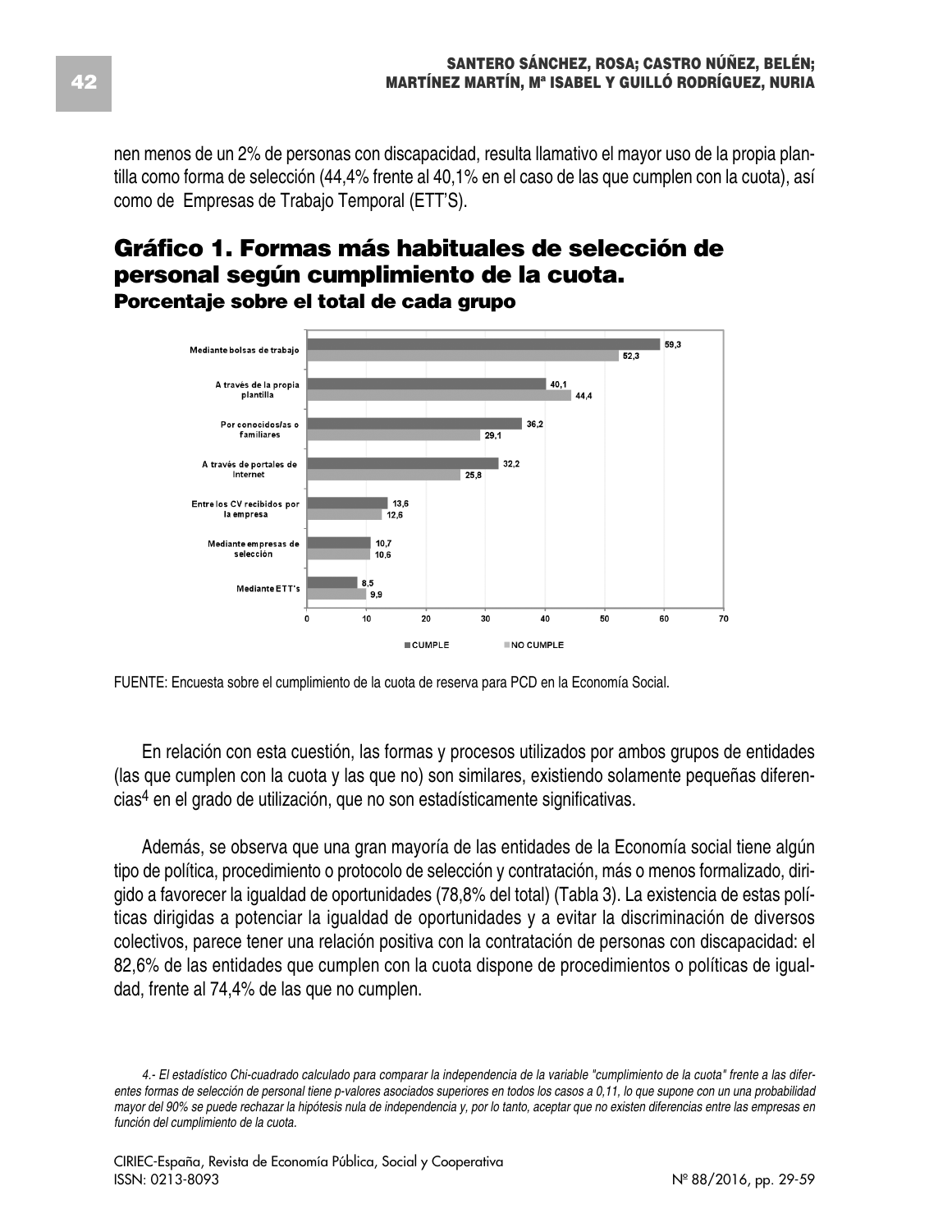nen menos de un 2% de personas con discapacidad, resulta llamativo el mayor uso de la propia plantilla como forma de selección (44,4% frente al 40,1% en el caso de las que cumplen con la cuota), así como de Empresas de Trabajo Temporal (ETT'S).

## Gráfico 1. Formas más habituales de selección de personal según cumplimiento de la cuota.
### Porcentaje sobre el total de cada grupo

| | CUMPLE | NO CUMPLE |
|---|---|---|
| Mediante bolsas de trabajo | 59,3 | 52,3 |
| A través de la propia plantilla | 40,1 | 44,4 |
| Por conocidos/as o familiares | 36,2 | 29,1 |
| A través de portales de Internet | 32,2 | 25,8 |
| Entre los CV recibidos por la empresa | 13,6 | 12,6 |
| Mediante empresas de selección | 10,7 | 10,6 |
| Mediante ETT's | 8,5 | 9,9 |

FUENTE: Encuesta sobre el cumplimiento de la cuota de reserva para PCD en la Economía Social.

En relación con esta cuestión, las formas y procesos utilizados por ambos grupos de entidades (las que cumplen con la cuota y las que no) son similares, existiendo solamente pequeñas diferencias[4] en el grado de utilización, que no son estadísticamente significativas.

Además, se observa que una gran mayoría de las entidades de la Economía social tiene algún tipo de política, procedimiento o protocolo de selección y contratación, más o menos formalizado, dirigido a favorecer la igualdad de oportunidades (78,8% del total) (Tabla 3). La existencia de estas políticas dirigidas a potenciar la igualdad de oportunidades y a evitar la discriminación de diversos colectivos, parece tener una relación positiva con la contratación de personas con discapacidad: el 82,6% de las entidades que cumplen con la cuota dispone de procedimientos o políticas de igualdad, frente al 74,4% de las que no cumplen.

*4.- El estadístico Chi-cuadrado calculado para comparar la independencia de la variable "cumplimiento de la cuota" frente a las diferentes formas de selección de personal tiene p-valores asociados superiores en todos los casos a 0,11, lo que supone con un una probabilidad mayor del 90% se puede rechazar la hipótesis nula de independencia y, por lo tanto, aceptar que no existen diferencias entre las empresas en función del cumplimiento de la cuota.*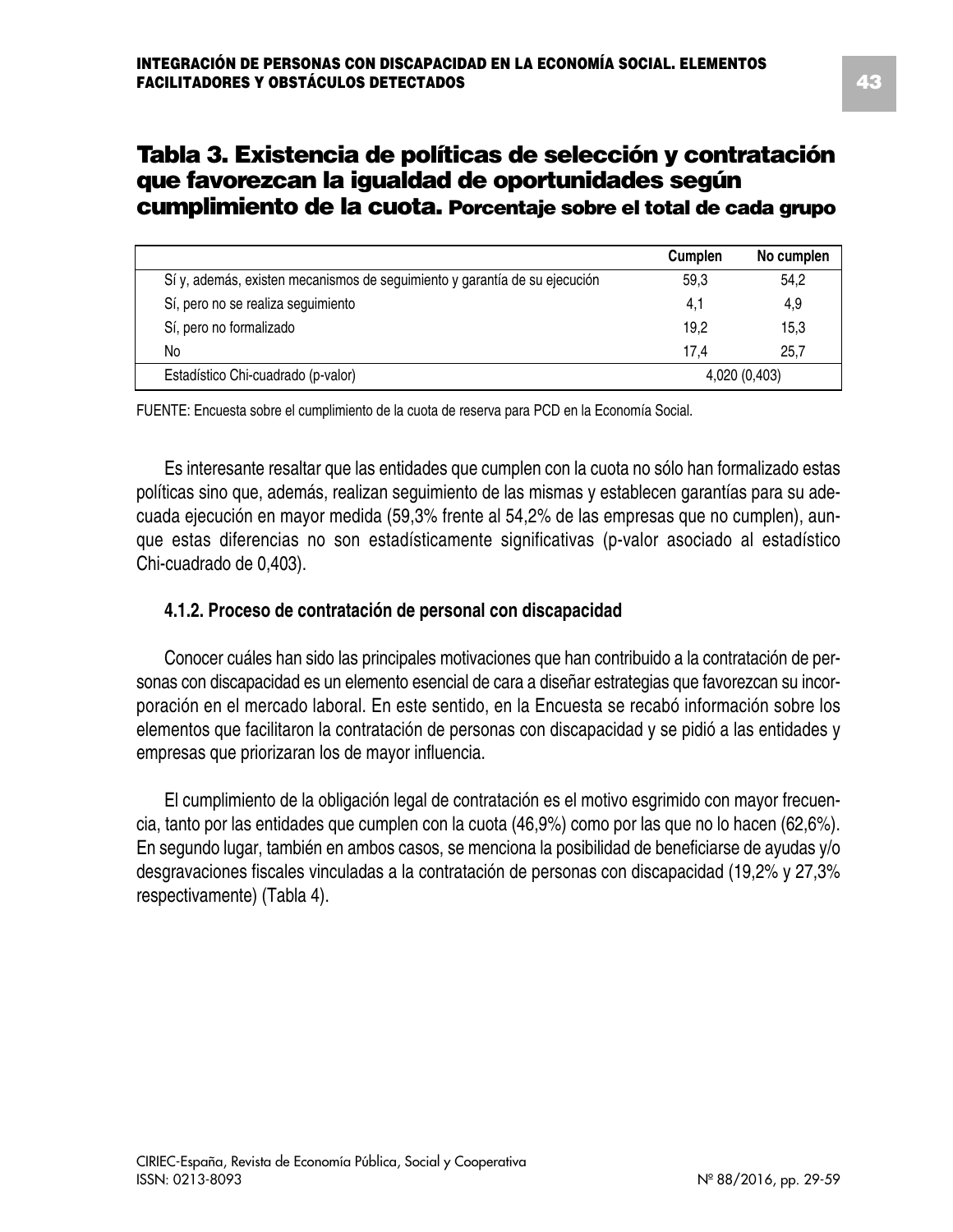## Tabla 3. Existencia de políticas de selección y contratación que favorezcan la igualdad de oportunidades según cumplimiento de la cuota. Porcentaje sobre el total de cada grupo

| | Cumplen | No cumplen |
|---|---|---|
| Sí y, además, existen mecanismos de seguimiento y garantía de su ejecución | 59,3 | 54,2 |
| Sí, pero no se realiza seguimiento | 4,1 | 4,9 |
| Sí, pero no formalizado | 19,2 | 15,3 |
| No | 17,4 | 25,7 |
| Estadístico Chi-cuadrado (p-valor) | 4,020 (0,403) | |

FUENTE: Encuesta sobre el cumplimiento de la cuota de reserva para PCD en la Economía Social.

Es interesante resaltar que las entidades que cumplen con la cuota no sólo han formalizado estas políticas sino que, además, realizan seguimiento de las mismas y establecen garantías para su adecuada ejecución en mayor medida (59,3% frente al 54,2% de las empresas que no cumplen), aunque estas diferencias no son estadísticamente significativas (p-valor asociado al estadístico Chi-cuadrado de 0,403).

### 4.1.2. Proceso de contratación de personal con discapacidad

Conocer cuáles han sido las principales motivaciones que han contribuido a la contratación de personas con discapacidad es un elemento esencial de cara a diseñar estrategias que favorezcan su incorporación en el mercado laboral. En este sentido, en la Encuesta se recabó información sobre los elementos que facilitaron la contratación de personas con discapacidad y se pidió a las entidades y empresas que priorizaran los de mayor influencia.

El cumplimiento de la obligación legal de contratación es el motivo esgrimido con mayor frecuencia, tanto por las entidades que cumplen con la cuota (46,9%) como por las que no lo hacen (62,6%). En segundo lugar, también en ambos casos, se menciona la posibilidad de beneficiarse de ayudas y/o desgravaciones fiscales vinculadas a la contratación de personas con discapacidad (19,2% y 27,3% respectivamente) (Tabla 4).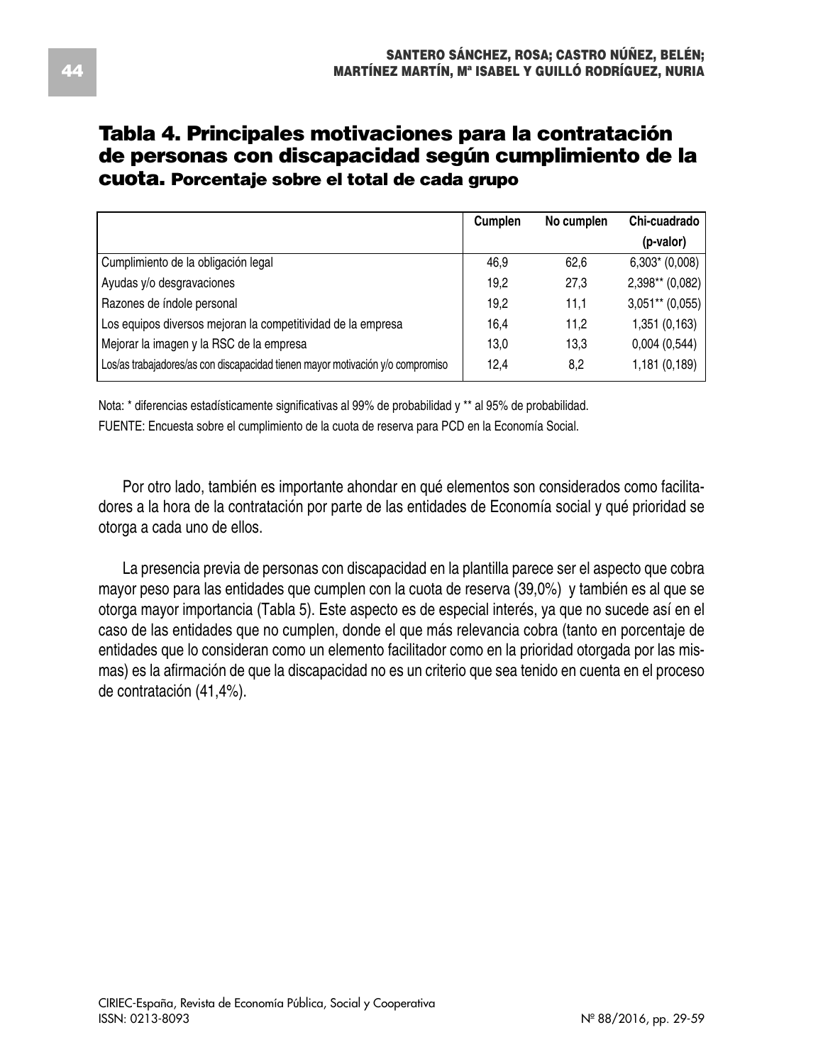## Tabla 4. Principales motivaciones para la contratación de personas con discapacidad según cumplimiento de la cuota. Porcentaje sobre el total de cada grupo

| | Cumplen | No cumplen | Chi-cuadrado (p-valor) |
|---|---|---|---|
| Cumplimiento de la obligación legal | 46,9 | 62,6 | 6,303* (0,008) |
| Ayudas y/o desgravaciones | 19,2 | 27,3 | 2,398** (0,082) |
| Razones de índole personal | 19,2 | 11,1 | 3,051** (0,055) |
| Los equipos diversos mejoran la competitividad de la empresa | 16,4 | 11,2 | 1,351 (0,163) |
| Mejorar la imagen y la RSC de la empresa | 13,0 | 13,3 | 0,004 (0,544) |
| Los/as trabajadores/as con discapacidad tienen mayor motivación y/o compromiso | 12,4 | 8,2 | 1,181 (0,189) |

Nota: * diferencias estadísticamente significativas al 99% de probabilidad y ** al 95% de probabilidad.

FUENTE: Encuesta sobre el cumplimiento de la cuota de reserva para PCD en la Economía Social.

Por otro lado, también es importante ahondar en qué elementos son considerados como facilitadores a la hora de la contratación por parte de las entidades de Economía social y qué prioridad se otorga a cada uno de ellos.

La presencia previa de personas con discapacidad en la plantilla parece ser el aspecto que cobra mayor peso para las entidades que cumplen con la cuota de reserva (39,0%) y también es al que se otorga mayor importancia (Tabla 5). Este aspecto es de especial interés, ya que no sucede así en el caso de las entidades que no cumplen, donde el que más relevancia cobra (tanto en porcentaje de entidades que lo consideran como un elemento facilitador como en la prioridad otorgada por las mismas) es la afirmación de que la discapacidad no es un criterio que sea tenido en cuenta en el proceso de contratación (41,4%).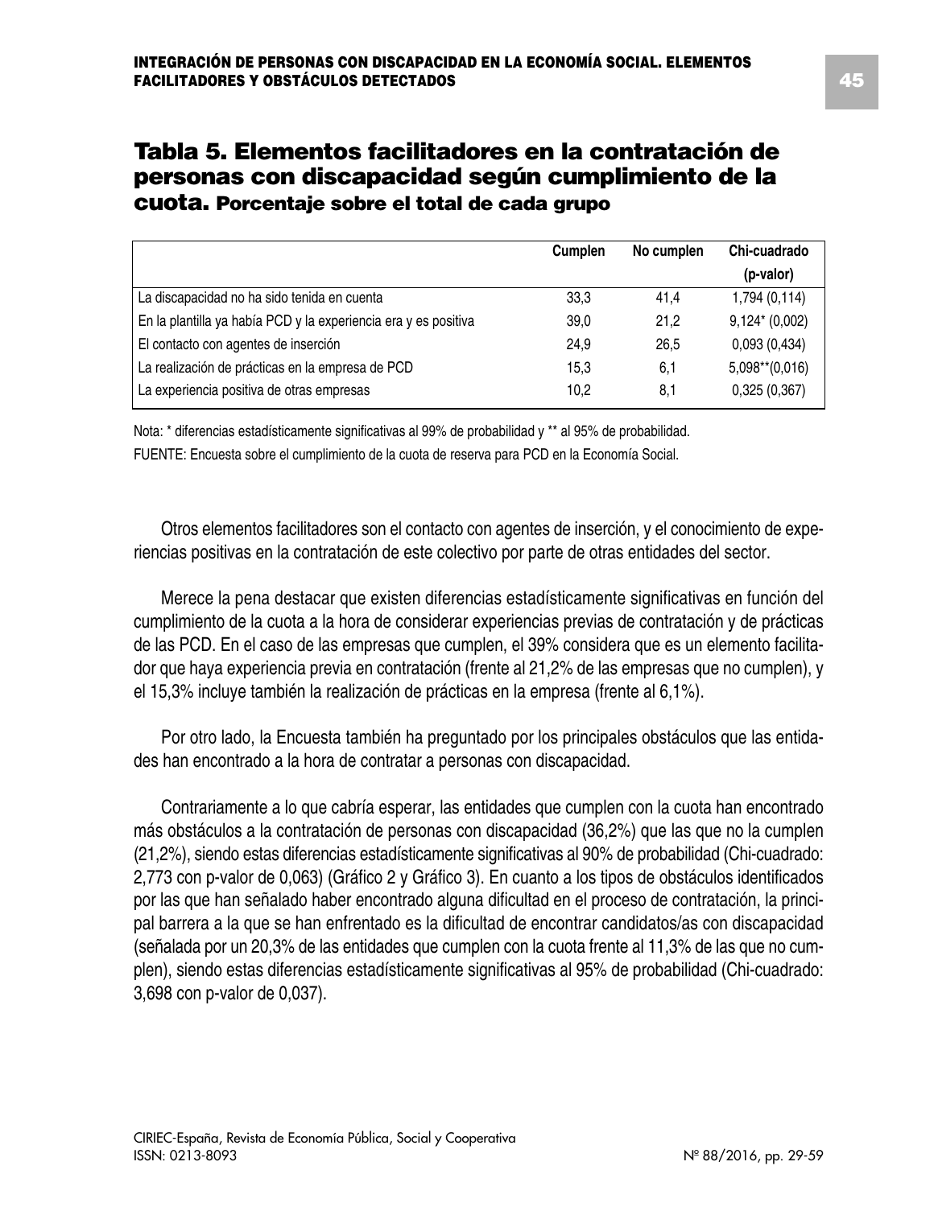## Tabla 5. Elementos facilitadores en la contratación de personas con discapacidad según cumplimiento de la cuota. Porcentaje sobre el total de cada grupo

| | Cumplen | No cumplen | Chi-cuadrado (p-valor) |
|---|---|---|---|
| La discapacidad no ha sido tenida en cuenta | 33,3 | 41,4 | 1,794 (0,114) |
| En la plantilla ya había PCD y la experiencia era y es positiva | 39,0 | 21,2 | 9,124* (0,002) |
| El contacto con agentes de inserción | 24,9 | 26,5 | 0,093 (0,434) |
| La realización de prácticas en la empresa de PCD | 15,3 | 6,1 | 5,098**(0,016) |
| La experiencia positiva de otras empresas | 10,2 | 8,1 | 0,325 (0,367) |

Nota: * diferencias estadísticamente significativas al 99% de probabilidad y ** al 95% de probabilidad.

FUENTE: Encuesta sobre el cumplimiento de la cuota de reserva para PCD en la Economía Social.

Otros elementos facilitadores son el contacto con agentes de inserción, y el conocimiento de experiencias positivas en la contratación de este colectivo por parte de otras entidades del sector.

Merece la pena destacar que existen diferencias estadísticamente significativas en función del cumplimiento de la cuota a la hora de considerar experiencias previas de contratación y de prácticas de las PCD. En el caso de las empresas que cumplen, el 39% considera que es un elemento facilitador que haya experiencia previa en contratación (frente al 21,2% de las empresas que no cumplen), y el 15,3% incluye también la realización de prácticas en la empresa (frente al 6,1%).

Por otro lado, la Encuesta también ha preguntado por los principales obstáculos que las entidades han encontrado a la hora de contratar a personas con discapacidad.

Contrariamente a lo que cabría esperar, las entidades que cumplen con la cuota han encontrado más obstáculos a la contratación de personas con discapacidad (36,2%) que las que no la cumplen (21,2%), siendo estas diferencias estadísticamente significativas al 90% de probabilidad (Chi-cuadrado: 2,773 con p-valor de 0,063) (Gráfico 2 y Gráfico 3). En cuanto a los tipos de obstáculos identificados por las que han señalado haber encontrado alguna dificultad en el proceso de contratación, la principal barrera a la que se han enfrentado es la dificultad de encontrar candidatos/as con discapacidad (señalada por un 20,3% de las entidades que cumplen con la cuota frente al 11,3% de las que no cumplen), siendo estas diferencias estadísticamente significativas al 95% de probabilidad (Chi-cuadrado: 3,698 con p-valor de 0,037).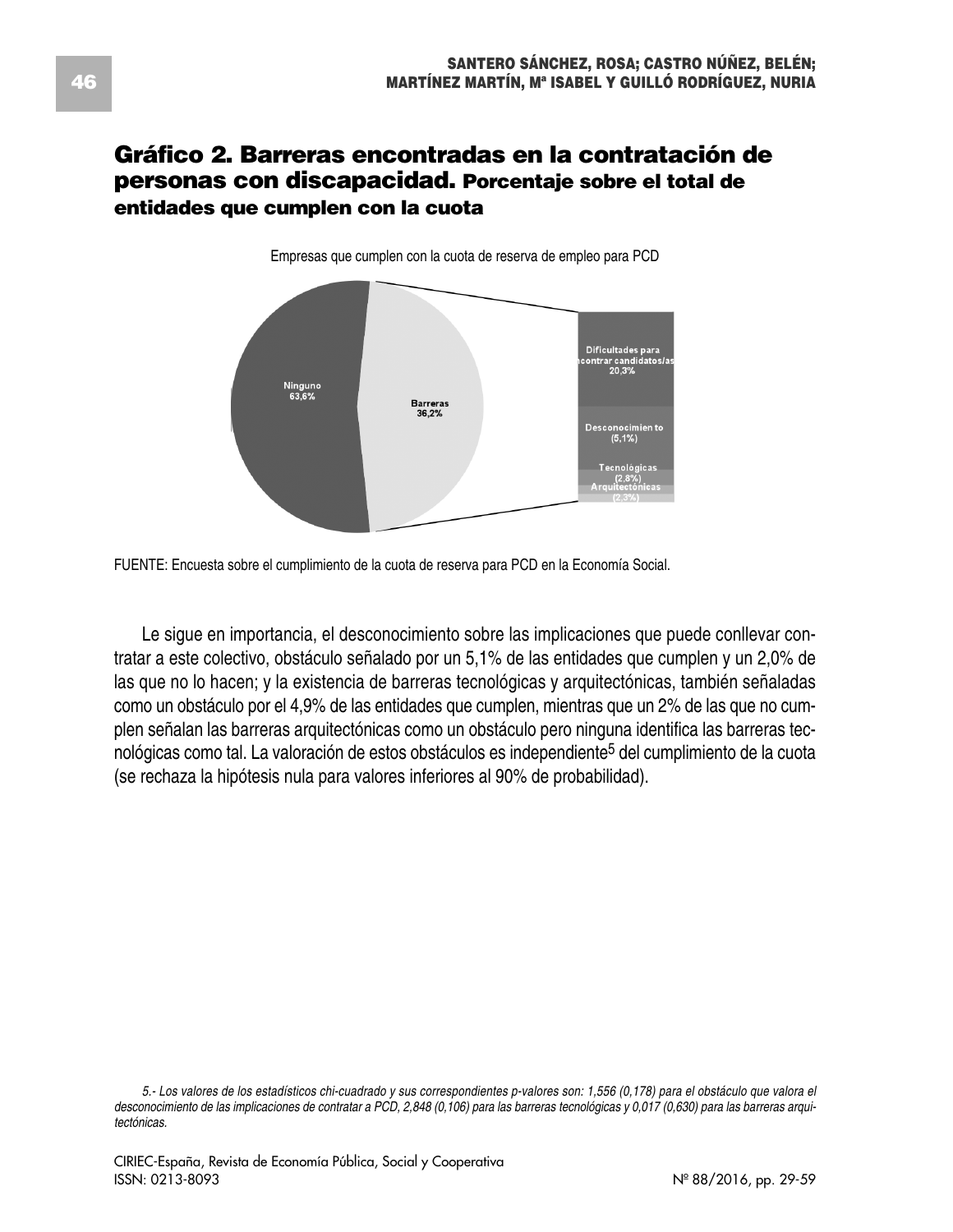## Gráfico 2. Barreras encontradas en la contratación de personas con discapacidad. Porcentaje sobre el total de entidades que cumplen con la cuota

Empresas que cumplen con la cuota de reserva de empleo para PCD

Ninguno 63,6%

Barreras 36,2%

Dificultades para encontrar candidatos/as 20,3%

Desconocimiento (5,1%)

Tecnológicas (2,8%)

Arquitectónicas (2,3%)

FUENTE: Encuesta sobre el cumplimiento de la cuota de reserva para PCD en la Economía Social.

Le sigue en importancia, el desconocimiento sobre las implicaciones que puede conllevar contratar a este colectivo, obstáculo señalado por un 5,1% de las entidades que cumplen y un 2,0% de las que no lo hacen; y la existencia de barreras tecnológicas y arquitectónicas, también señaladas como un obstáculo por el 4,9% de las entidades que cumplen, mientras que un 2% de las que no cumplen señalan las barreras arquitectónicas como un obstáculo pero ninguna identifica las barreras tecnológicas como tal. La valoración de estos obstáculos es independiente[5] del cumplimiento de la cuota (se rechaza la hipótesis nula para valores inferiores al 90% de probabilidad).

*5.- Los valores de los estadísticos chi-cuadrado y sus correspondientes p-valores son: 1,556 (0,178) para el obstáculo que valora el desconocimiento de las implicaciones de contratar a PCD, 2,848 (0,106) para las barreras tecnológicas y 0,017 (0,630) para las barreras arquitectónicas.*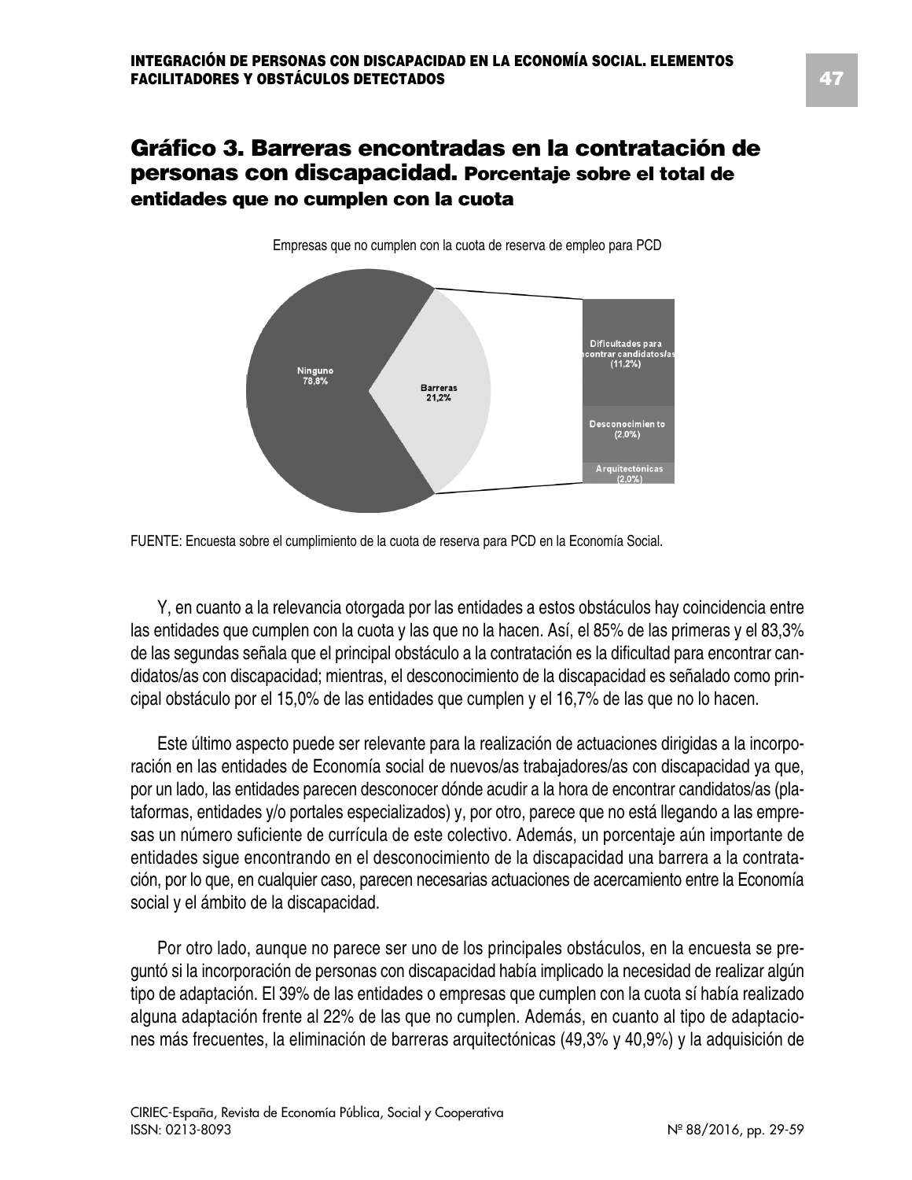## Gráfico 3. Barreras encontradas en la contratación de personas con discapacidad. Porcentaje sobre el total de entidades que no cumplen con la cuota

Empresas que no cumplen con la cuota de reserva de empleo para PCD

Ninguno 78,8%

Barreras 21,2%

Dificultades para encontrar candidatos/as (11,2%)

Desconocimien to (2,0%)

Arquitectónicas (2,0%)

FUENTE: Encuesta sobre el cumplimiento de la cuota de reserva para PCD en la Economía Social.

Y, en cuanto a la relevancia otorgada por las entidades a estos obstáculos hay coincidencia entre las entidades que cumplen con la cuota y las que no la hacen. Así, el 85% de las primeras y el 83,3% de las segundas señala que el principal obstáculo a la contratación es la dificultad para encontrar candidatos/as con discapacidad; mientras, el desconocimiento de la discapacidad es señalado como principal obstáculo por el 15,0% de las entidades que cumplen y el 16,7% de las que no lo hacen.

Este último aspecto puede ser relevante para la realización de actuaciones dirigidas a la incorporación en las entidades de Economía social de nuevos/as trabajadores/as con discapacidad ya que, por un lado, las entidades parecen desconocer dónde acudir a la hora de encontrar candidatos/as (plataformas, entidades y/o portales especializados) y, por otro, parece que no está llegando a las empresas un número suficiente de currícula de este colectivo. Además, un porcentaje aún importante de entidades sigue encontrando en el desconocimiento de la discapacidad una barrera a la contratación, por lo que, en cualquier caso, parecen necesarias actuaciones de acercamiento entre la Economía social y el ámbito de la discapacidad.

Por otro lado, aunque no parece ser uno de los principales obstáculos, en la encuesta se preguntó si la incorporación de personas con discapacidad había implicado la necesidad de realizar algún tipo de adaptación. El 39% de las entidades o empresas que cumplen con la cuota sí había realizado alguna adaptación frente al 22% de las que no cumplen. Además, en cuanto al tipo de adaptaciones más frecuentes, la eliminación de barreras arquitectónicas (49,3% y 40,9%) y la adquisición de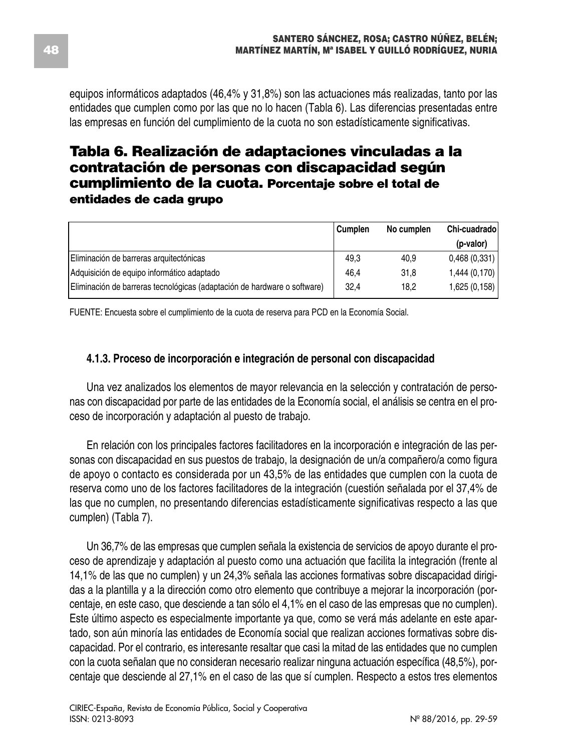equipos informáticos adaptados (46,4% y 31,8%) son las actuaciones más realizadas, tanto por las entidades que cumplen como por las que no lo hacen (Tabla 6). Las diferencias presentadas entre las empresas en función del cumplimiento de la cuota no son estadísticamente significativas.

## Tabla 6. Realización de adaptaciones vinculadas a la contratación de personas con discapacidad según cumplimiento de la cuota. Porcentaje sobre el total de entidades de cada grupo

| | Cumplen | No cumplen | Chi-cuadrado (p-valor) |
|---|---|---|---|
| Eliminación de barreras arquitectónicas | 49,3 | 40,9 | 0,468 (0,331) |
| Adquisición de equipo informático adaptado | 46,4 | 31,8 | 1,444 (0,170) |
| Eliminación de barreras tecnológicas (adaptación de hardware o software) | 32,4 | 18,2 | 1,625 (0,158) |

FUENTE: Encuesta sobre el cumplimiento de la cuota de reserva para PCD en la Economía Social.

### 4.1.3. Proceso de incorporación e integración de personal con discapacidad

Una vez analizados los elementos de mayor relevancia en la selección y contratación de personas con discapacidad por parte de las entidades de la Economía social, el análisis se centra en el proceso de incorporación y adaptación al puesto de trabajo.

En relación con los principales factores facilitadores en la incorporación e integración de las personas con discapacidad en sus puestos de trabajo, la designación de un/a compañero/a como figura de apoyo o contacto es considerada por un 43,5% de las entidades que cumplen con la cuota de reserva como uno de los factores facilitadores de la integración (cuestión señalada por el 37,4% de las que no cumplen, no presentando diferencias estadísticamente significativas respecto a las que cumplen) (Tabla 7).

Un 36,7% de las empresas que cumplen señala la existencia de servicios de apoyo durante el proceso de aprendizaje y adaptación al puesto como una actuación que facilita la integración (frente al 14,1% de las que no cumplen) y un 24,3% señala las acciones formativas sobre discapacidad dirigidas a la plantilla y a la dirección como otro elemento que contribuye a mejorar la incorporación (porcentaje, en este caso, que desciende a tan sólo el 4,1% en el caso de las empresas que no cumplen). Este último aspecto es especialmente importante ya que, como se verá más adelante en este apartado, son aún minoría las entidades de Economía social que realizan acciones formativas sobre discapacidad. Por el contrario, es interesante resaltar que casi la mitad de las entidades que no cumplen con la cuota señalan que no consideran necesario realizar ninguna actuación específica (48,5%), porcentaje que desciende al 27,1% en el caso de las que sí cumplen. Respecto a estos tres elementos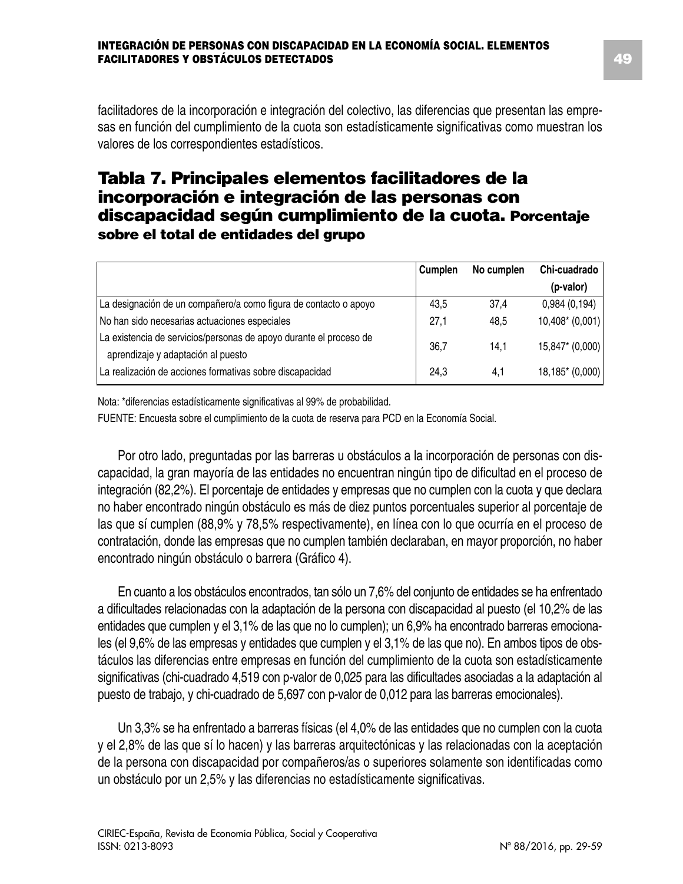facilitadores de la incorporación e integración del colectivo, las diferencias que presentan las empresas en función del cumplimiento de la cuota son estadísticamente significativas como muestran los valores de los correspondientes estadísticos.

## Tabla 7. Principales elementos facilitadores de la incorporación e integración de las personas con discapacidad según cumplimiento de la cuota. Porcentaje sobre el total de entidades del grupo

| | Cumplen | No cumplen | Chi-cuadrado (p-valor) |
|---|---|---|---|
| La designación de un compañero/a como figura de contacto o apoyo | 43,5 | 37,4 | 0,984 (0,194) |
| No han sido necesarias actuaciones especiales | 27,1 | 48,5 | 10,408* (0,001) |
| La existencia de servicios/personas de apoyo durante el proceso de aprendizaje y adaptación al puesto | 36,7 | 14,1 | 15,847* (0,000) |
| La realización de acciones formativas sobre discapacidad | 24,3 | 4,1 | 18,185* (0,000) |

Nota: *diferencias estadísticamente significativas al 99% de probabilidad.

FUENTE: Encuesta sobre el cumplimiento de la cuota de reserva para PCD en la Economía Social.

Por otro lado, preguntadas por las barreras u obstáculos a la incorporación de personas con discapacidad, la gran mayoría de las entidades no encuentran ningún tipo de dificultad en el proceso de integración (82,2%). El porcentaje de entidades y empresas que no cumplen con la cuota y que declara no haber encontrado ningún obstáculo es más de diez puntos porcentuales superior al porcentaje de las que sí cumplen (88,9% y 78,5% respectivamente), en línea con lo que ocurría en el proceso de contratación, donde las empresas que no cumplen también declaraban, en mayor proporción, no haber encontrado ningún obstáculo o barrera (Gráfico 4).

En cuanto a los obstáculos encontrados, tan sólo un 7,6% del conjunto de entidades se ha enfrentado a dificultades relacionadas con la adaptación de la persona con discapacidad al puesto (el 10,2% de las entidades que cumplen y el 3,1% de las que no lo cumplen); un 6,9% ha encontrado barreras emocionales (el 9,6% de las empresas y entidades que cumplen y el 3,1% de las que no). En ambos tipos de obstáculos las diferencias entre empresas en función del cumplimiento de la cuota son estadísticamente significativas (chi-cuadrado 4,519 con p-valor de 0,025 para las dificultades asociadas a la adaptación al puesto de trabajo, y chi-cuadrado de 5,697 con p-valor de 0,012 para las barreras emocionales).

Un 3,3% se ha enfrentado a barreras físicas (el 4,0% de las entidades que no cumplen con la cuota y el 2,8% de las que sí lo hacen) y las barreras arquitectónicas y las relacionadas con la aceptación de la persona con discapacidad por compañeros/as o superiores solamente son identificadas como un obstáculo por un 2,5% y las diferencias no estadísticamente significativas.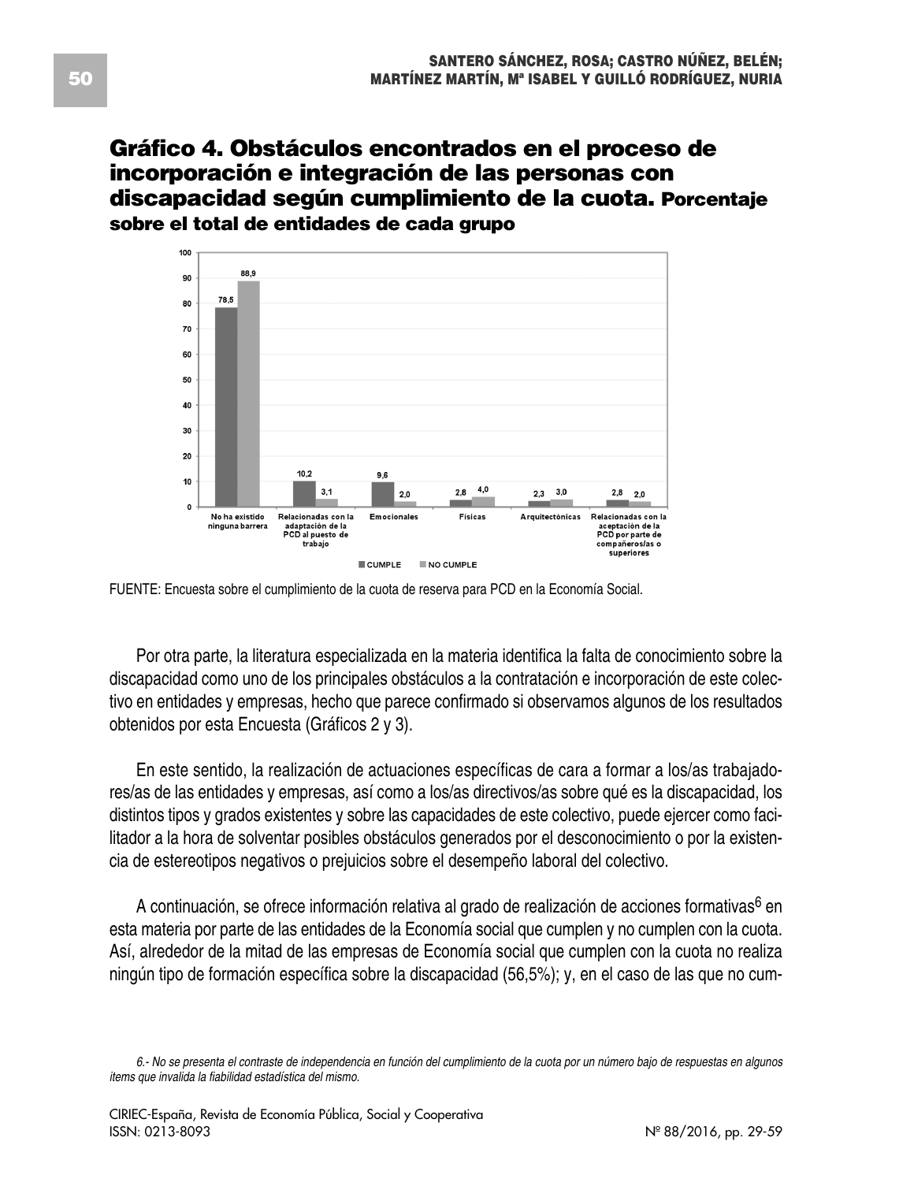## Gráfico 4. Obstáculos encontrados en el proceso de incorporación e integración de las personas con discapacidad según cumplimiento de la cuota. Porcentaje sobre el total de entidades de cada grupo

| | CUMPLE | NO CUMPLE |
|---|---|---|
| No ha existido ninguna barrera | 78,5 | 88,9 |
| Relacionadas con la adaptación de la PCD al puesto de trabajo | 10,2 | 3,1 |
| Emocionales | 9,6 | 2,0 |
| Físicas | 2,8 | 4,0 |
| Arquitectónicas | 2,3 | 3,0 |
| Relacionadas con la aceptación de la PCD por parte de compañeros/as o superiores | 2,8 | 2,0 |

FUENTE: Encuesta sobre el cumplimiento de la cuota de reserva para PCD en la Economía Social.

Por otra parte, la literatura especializada en la materia identifica la falta de conocimiento sobre la discapacidad como uno de los principales obstáculos a la contratación e incorporación de este colectivo en entidades y empresas, hecho que parece confirmado si observamos algunos de los resultados obtenidos por esta Encuesta (Gráficos 2 y 3).

En este sentido, la realización de actuaciones específicas de cara a formar a los/as trabajadores/as de las entidades y empresas, así como a los/as directivos/as sobre qué es la discapacidad, los distintos tipos y grados existentes y sobre las capacidades de este colectivo, puede ejercer como facilitador a la hora de solventar posibles obstáculos generados por el desconocimiento o por la existencia de estereotipos negativos o prejuicios sobre el desempeño laboral del colectivo.

A continuación, se ofrece información relativa al grado de realización de acciones formativas[6] en esta materia por parte de las entidades de la Economía social que cumplen y no cumplen con la cuota. Así, alrededor de la mitad de las empresas de Economía social que cumplen con la cuota no realiza ningún tipo de formación específica sobre la discapacidad (56,5%); y, en el caso de las que no cum-

*6.- No se presenta el contraste de independencia en función del cumplimiento de la cuota por un número bajo de respuestas en algunos ítems que invalida la fiabilidad estadística del mismo.*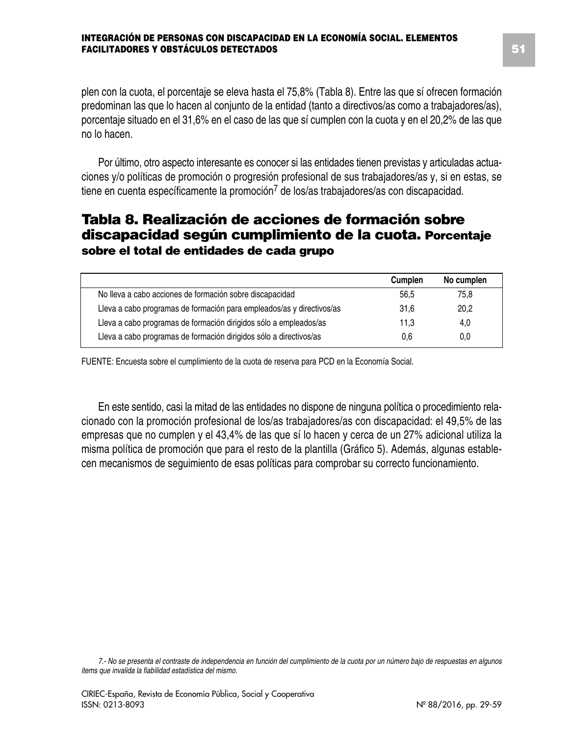plen con la cuota, el porcentaje se eleva hasta el 75,8% (Tabla 8). Entre las que sí ofrecen formación predominan las que lo hacen al conjunto de la entidad (tanto a directivos/as como a trabajadores/as), porcentaje situado en el 31,6% en el caso de las que sí cumplen con la cuota y en el 20,2% de las que no lo hacen.

Por último, otro aspecto interesante es conocer si las entidades tienen previstas y articuladas actuaciones y/o políticas de promoción o progresión profesional de sus trabajadores/as y, si en estas, se tiene en cuenta específicamente la promoción[7] de los/as trabajadores/as con discapacidad.

## Tabla 8. Realización de acciones de formación sobre discapacidad según cumplimiento de la cuota. Porcentaje sobre el total de entidades de cada grupo

| | Cumplen | No cumplen |
|---|---|---|
| No lleva a cabo acciones de formación sobre discapacidad | 56,5 | 75,8 |
| Lleva a cabo programas de formación para empleados/as y directivos/as | 31,6 | 20,2 |
| Lleva a cabo programas de formación dirigidos sólo a empleados/as | 11,3 | 4,0 |
| Lleva a cabo programas de formación dirigidos sólo a directivos/as | 0,6 | 0,0 |

FUENTE: Encuesta sobre el cumplimiento de la cuota de reserva para PCD en la Economía Social.

En este sentido, casi la mitad de las entidades no dispone de ninguna política o procedimiento relacionado con la promoción profesional de los/as trabajadores/as con discapacidad: el 49,5% de las empresas que no cumplen y el 43,4% de las que sí lo hacen y cerca de un 27% adicional utiliza la misma política de promoción que para el resto de la plantilla (Gráfico 5). Además, algunas establecen mecanismos de seguimiento de esas políticas para comprobar su correcto funcionamiento.

*7.- No se presenta el contraste de independencia en función del cumplimiento de la cuota por un número bajo de respuestas en algunos items que invalida la fiabilidad estadística del mismo.*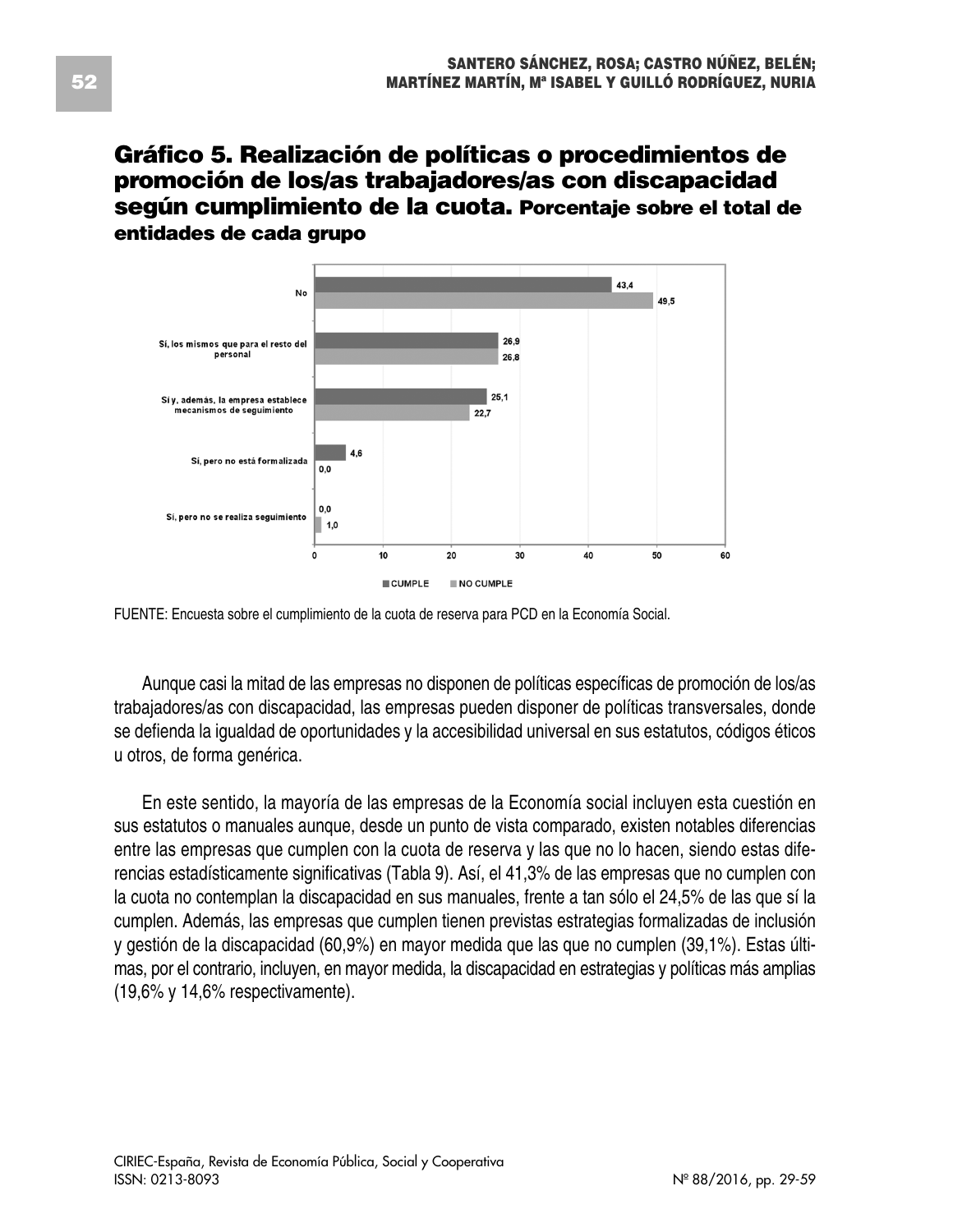### Gráfico 5. Realización de políticas o procedimientos de promoción de los/as trabajadores/as con discapacidad según cumplimiento de la cuota. Porcentaje sobre el total de entidades de cada grupo

| | CUMPLE | NO CUMPLE |
|---|---|---|
| No | 43,4 | 49,5 |
| Sí, los mismos que para el resto del personal | 26,9 | 26,8 |
| Sí y, además, la empresa establece mecanismos de seguimiento | 25,1 | 22,7 |
| Sí, pero no está formalizada | 4,6 | 0,0 |
| Sí, pero no se realiza seguimiento | 0,0 | 1,0 |

FUENTE: Encuesta sobre el cumplimiento de la cuota de reserva para PCD en la Economía Social.

Aunque casi la mitad de las empresas no disponen de políticas específicas de promoción de los/as trabajadores/as con discapacidad, las empresas pueden disponer de políticas transversales, donde se defienda la igualdad de oportunidades y la accesibilidad universal en sus estatutos, códigos éticos u otros, de forma genérica.

En este sentido, la mayoría de las empresas de la Economía social incluyen esta cuestión en sus estatutos o manuales aunque, desde un punto de vista comparado, existen notables diferencias entre las empresas que cumplen con la cuota de reserva y las que no lo hacen, siendo estas diferencias estadísticamente significativas (Tabla 9). Así, el 41,3% de las empresas que no cumplen con la cuota no contemplan la discapacidad en sus manuales, frente a tan sólo el 24,5% de las que sí la cumplen. Además, las empresas que cumplen tienen previstas estrategias formalizadas de inclusión y gestión de la discapacidad (60,9%) en mayor medida que las que no cumplen (39,1%). Estas últimas, por el contrario, incluyen, en mayor medida, la discapacidad en estrategias y políticas más amplias (19,6% y 14,6% respectivamente).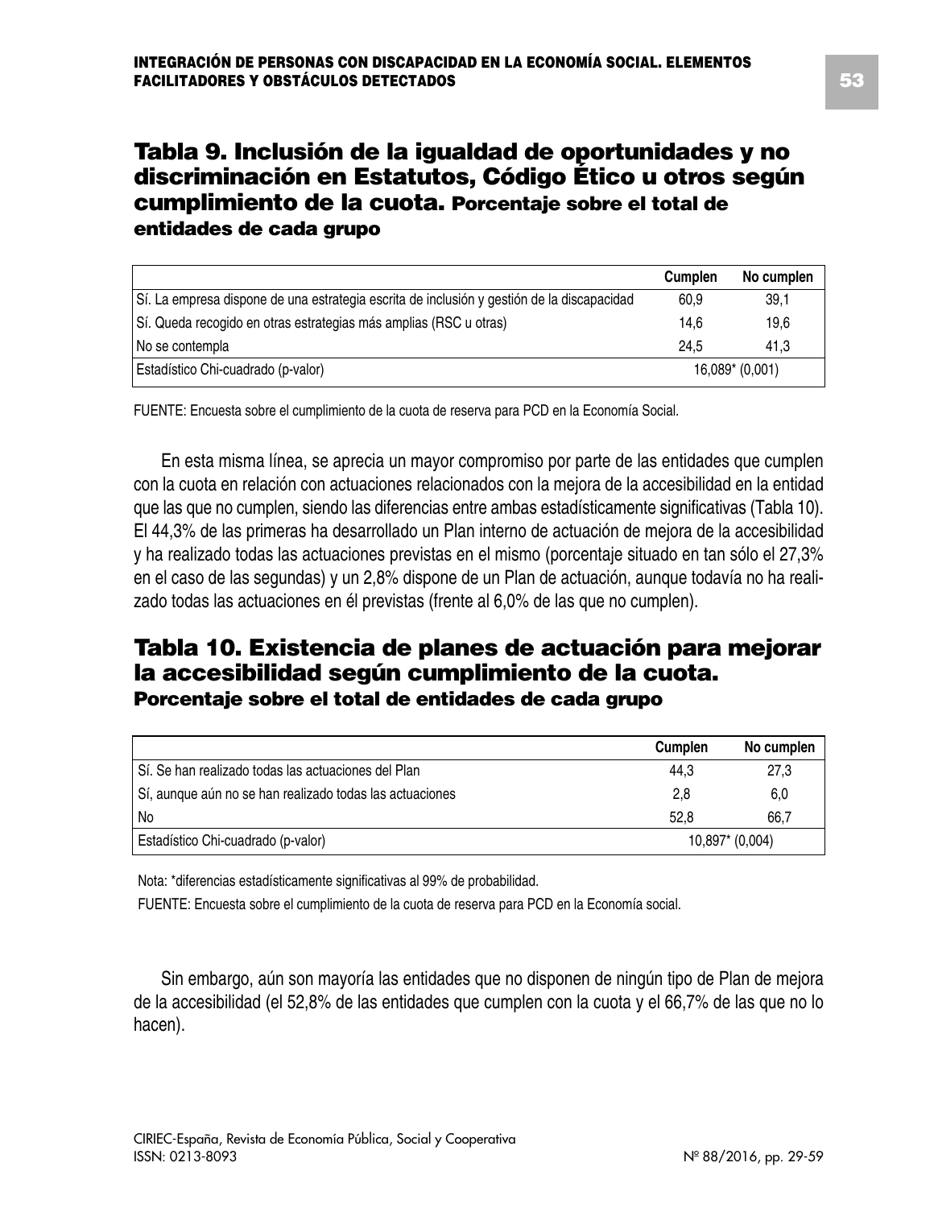## Tabla 9. Inclusión de la igualdad de oportunidades y no discriminación en Estatutos, Código Ético u otros según cumplimiento de la cuota. Porcentaje sobre el total de entidades de cada grupo

| | Cumplen | No cumplen |
|---|---|---|
| Sí. La empresa dispone de una estrategia escrita de inclusión y gestión de la discapacidad | 60,9 | 39,1 |
| Sí. Queda recogido en otras estrategias más amplias (RSC u otras) | 14,6 | 19,6 |
| No se contempla | 24,5 | 41,3 |
| Estadístico Chi-cuadrado (p-valor) | 16,089* (0,001) | |

FUENTE: Encuesta sobre el cumplimiento de la cuota de reserva para PCD en la Economía Social.

En esta misma línea, se aprecia un mayor compromiso por parte de las entidades que cumplen con la cuota en relación con actuaciones relacionados con la mejora de la accesibilidad en la entidad que las que no cumplen, siendo las diferencias entre ambas estadísticamente significativas (Tabla 10). El 44,3% de las primeras ha desarrollado un Plan interno de actuación de mejora de la accesibilidad y ha realizado todas las actuaciones previstas en el mismo (porcentaje situado en tan sólo el 27,3% en el caso de las segundas) y un 2,8% dispone de un Plan de actuación, aunque todavía no ha realizado todas las actuaciones en él previstas (frente al 6,0% de las que no cumplen).

## Tabla 10. Existencia de planes de actuación para mejorar la accesibilidad según cumplimiento de la cuota. Porcentaje sobre el total de entidades de cada grupo

| | Cumplen | No cumplen |
|---|---|---|
| Sí. Se han realizado todas las actuaciones del Plan | 44,3 | 27,3 |
| Sí, aunque aún no se han realizado todas las actuaciones | 2,8 | 6,0 |
| No | 52,8 | 66,7 |
| Estadístico Chi-cuadrado (p-valor) | 10,897* (0,004) | |

Nota: *diferencias estadísticamente significativas al 99% de probabilidad.

FUENTE: Encuesta sobre el cumplimiento de la cuota de reserva para PCD en la Economía social.

Sin embargo, aún son mayoría las entidades que no disponen de ningún tipo de Plan de mejora de la accesibilidad (el 52,8% de las entidades que cumplen con la cuota y el 66,7% de las que no lo hacen).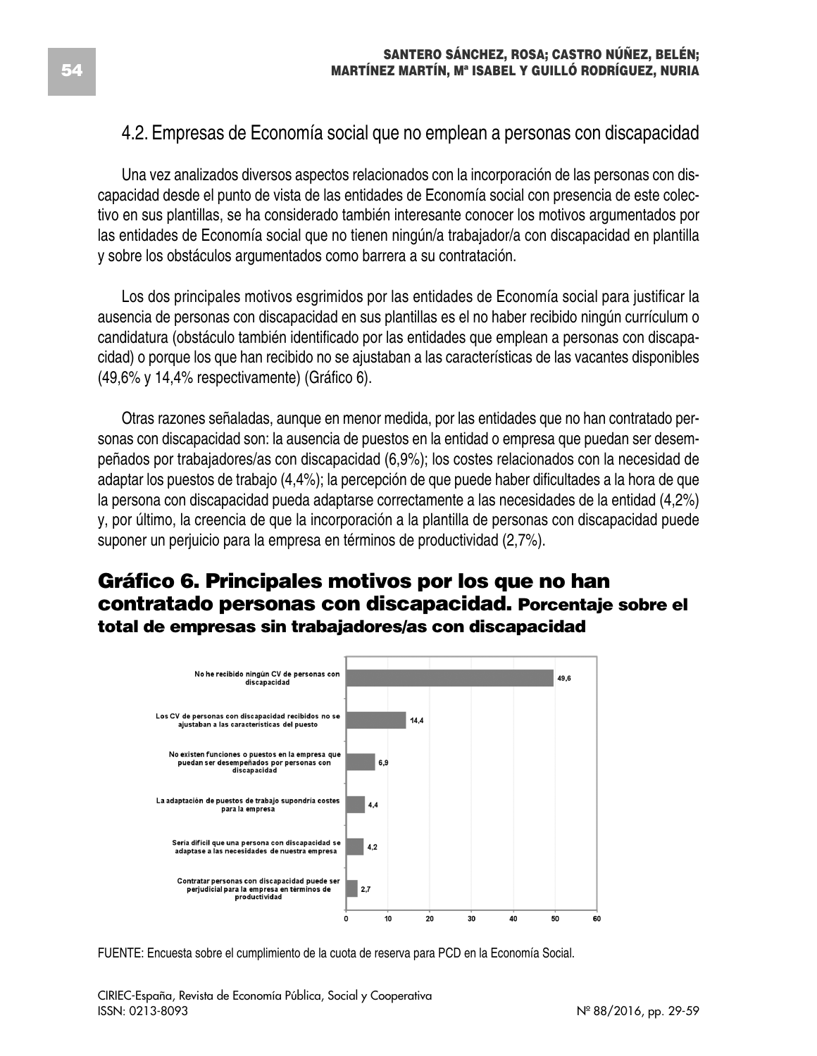### 4.2. Empresas de Economía social que no emplean a personas con discapacidad

Una vez analizados diversos aspectos relacionados con la incorporación de las personas con discapacidad desde el punto de vista de las entidades de Economía social con presencia de este colectivo en sus plantillas, se ha considerado también interesante conocer los motivos argumentados por las entidades de Economía social que no tienen ningún/a trabajador/a con discapacidad en plantilla y sobre los obstáculos argumentados como barrera a su contratación.

Los dos principales motivos esgrimidos por las entidades de Economía social para justificar la ausencia de personas con discapacidad en sus plantillas es el no haber recibido ningún currículum o candidatura (obstáculo también identificado por las entidades que emplean a personas con discapacidad) o porque los que han recibido no se ajustaban a las características de las vacantes disponibles (49,6% y 14,4% respectivamente) (Gráfico 6).

Otras razones señaladas, aunque en menor medida, por las entidades que no han contratado personas con discapacidad son: la ausencia de puestos en la entidad o empresa que puedan ser desempeñados por trabajadores/as con discapacidad (6,9%); los costes relacionados con la necesidad de adaptar los puestos de trabajo (4,4%); la percepción de que puede haber dificultades a la hora de que la persona con discapacidad pueda adaptarse correctamente a las necesidades de la entidad (4,2%) y, por último, la creencia de que la incorporación a la plantilla de personas con discapacidad puede suponer un perjuicio para la empresa en términos de productividad (2,7%).

**Gráfico 6. Principales motivos por los que no han contratado personas con discapacidad.** **Porcentaje sobre el total de empresas sin trabajadores/as con discapacidad**

| Motivo | % |
|---|---|
| No he recibido ningún CV de personas con discapacidad | 49,6 |
| Los CV de personas con discapacidad recibidos no se ajustaban a las características del puesto | 14,4 |
| No existen funciones o puestos en la empresa que puedan ser desempeñados por personas con discapacidad | 6,9 |
| La adaptación de puestos de trabajo supondría costes para la empresa | 4,4 |
| Sería difícil que una persona con discapacidad se adaptase a las necesidades de nuestra empresa | 4,2 |
| Contratar personas con discapacidad puede ser perjudicial para la empresa en términos de productividad | 2,7 |

FUENTE: Encuesta sobre el cumplimiento de la cuota de reserva para PCD en la Economía Social.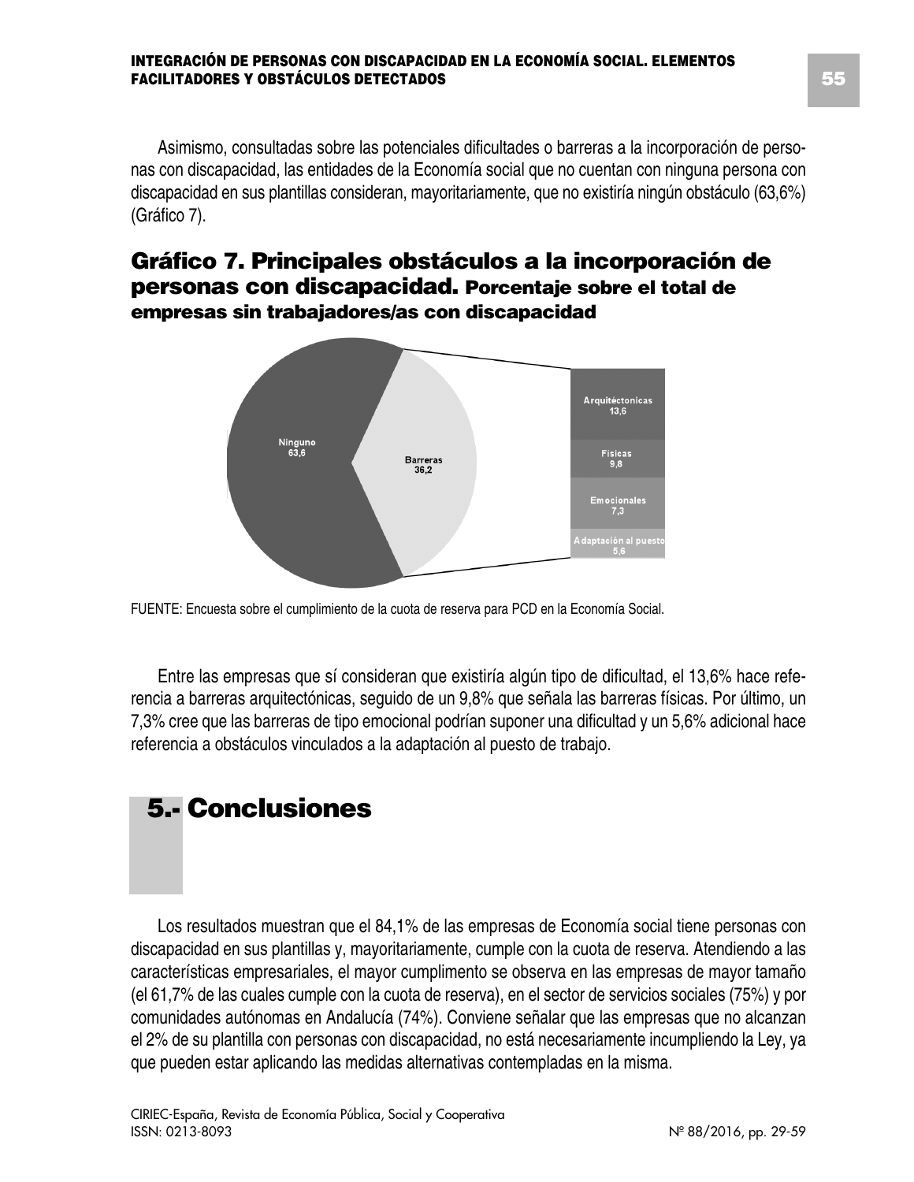Asimismo, consultadas sobre las potenciales dificultades o barreras a la incorporación de personas con discapacidad, las entidades de la Economía social que no cuentan con ninguna persona con discapacidad en sus plantillas consideran, mayoritariamente, que no existiría ningún obstáculo (63,6%) (Gráfico 7).

## Gráfico 7. Principales obstáculos a la incorporación de personas con discapacidad. Porcentaje sobre el total de empresas sin trabajadores/as con discapacidad

| Categoría | % |
|---|---|
| Ninguno | 63,6 |
| Barreras | 36,2 |
| Arquitectónicas | 13,6 |
| Físicas | 9,8 |
| Emocionales | 7,3 |
| Adaptación al puesto | 5,6 |

FUENTE: Encuesta sobre el cumplimiento de la cuota de reserva para PCD en la Economía Social.

Entre las empresas que sí consideran que existiría algún tipo de dificultad, el 13,6% hace referencia a barreras arquitectónicas, seguido de un 9,8% que señala las barreras físicas. Por último, un 7,3% cree que las barreras de tipo emocional podrían suponer una dificultad y un 5,6% adicional hace referencia a obstáculos vinculados a la adaptación al puesto de trabajo.

# 5.- Conclusiones

Los resultados muestran que el 84,1% de las empresas de Economía social tiene personas con discapacidad en sus plantillas y, mayoritariamente, cumple con la cuota de reserva. Atendiendo a las características empresariales, el mayor cumplimento se observa en las empresas de mayor tamaño (el 61,7% de las cuales cumple con la cuota de reserva), en el sector de servicios sociales (75%) y por comunidades autónomas en Andalucía (74%). Conviene señalar que las empresas que no alcanzan el 2% de su plantilla con personas con discapacidad, no está necesariamente incumpliendo la Ley, ya que pueden estar aplicando las medidas alternativas contempladas en la misma.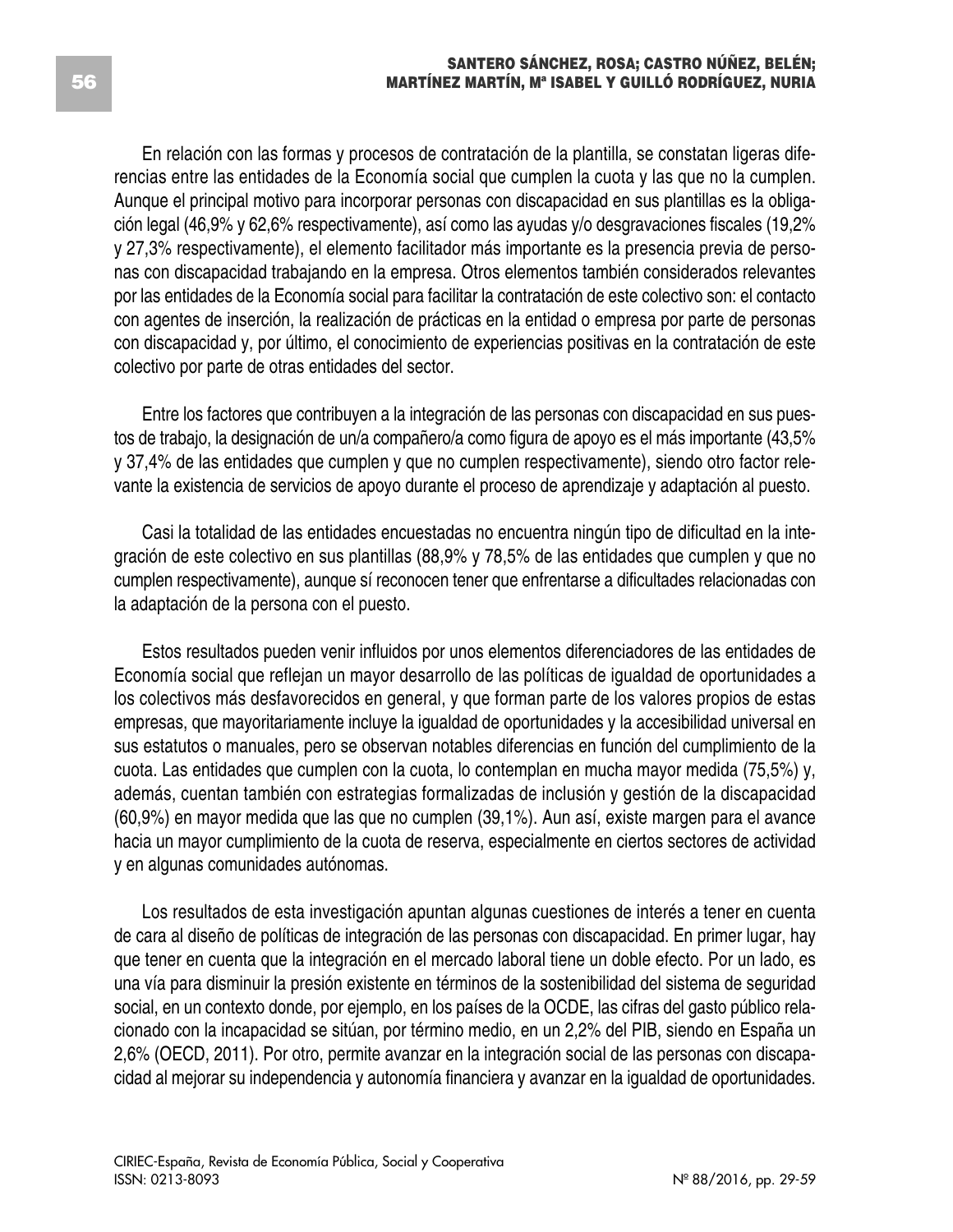En relación con las formas y procesos de contratación de la plantilla, se constatan ligeras diferencias entre las entidades de la Economía social que cumplen la cuota y las que no la cumplen. Aunque el principal motivo para incorporar personas con discapacidad en sus plantillas es la obligación legal (46,9% y 62,6% respectivamente), así como las ayudas y/o desgravaciones fiscales (19,2% y 27,3% respectivamente), el elemento facilitador más importante es la presencia previa de personas con discapacidad trabajando en la empresa. Otros elementos también considerados relevantes por las entidades de la Economía social para facilitar la contratación de este colectivo son: el contacto con agentes de inserción, la realización de prácticas en la entidad o empresa por parte de personas con discapacidad y, por último, el conocimiento de experiencias positivas en la contratación de este colectivo por parte de otras entidades del sector.

Entre los factores que contribuyen a la integración de las personas con discapacidad en sus puestos de trabajo, la designación de un/a compañero/a como figura de apoyo es el más importante (43,5% y 37,4% de las entidades que cumplen y que no cumplen respectivamente), siendo otro factor relevante la existencia de servicios de apoyo durante el proceso de aprendizaje y adaptación al puesto.

Casi la totalidad de las entidades encuestadas no encuentra ningún tipo de dificultad en la integración de este colectivo en sus plantillas (88,9% y 78,5% de las entidades que cumplen y que no cumplen respectivamente), aunque sí reconocen tener que enfrentarse a dificultades relacionadas con la adaptación de la persona con el puesto.

Estos resultados pueden venir influidos por unos elementos diferenciadores de las entidades de Economía social que reflejan un mayor desarrollo de las políticas de igualdad de oportunidades a los colectivos más desfavorecidos en general, y que forman parte de los valores propios de estas empresas, que mayoritariamente incluye la igualdad de oportunidades y la accesibilidad universal en sus estatutos o manuales, pero se observan notables diferencias en función del cumplimiento de la cuota. Las entidades que cumplen con la cuota, lo contemplan en mucha mayor medida (75,5%) y, además, cuentan también con estrategias formalizadas de inclusión y gestión de la discapacidad (60,9%) en mayor medida que las que no cumplen (39,1%). Aun así, existe margen para el avance hacia un mayor cumplimiento de la cuota de reserva, especialmente en ciertos sectores de actividad y en algunas comunidades autónomas.

Los resultados de esta investigación apuntan algunas cuestiones de interés a tener en cuenta de cara al diseño de políticas de integración de las personas con discapacidad. En primer lugar, hay que tener en cuenta que la integración en el mercado laboral tiene un doble efecto. Por un lado, es una vía para disminuir la presión existente en términos de la sostenibilidad del sistema de seguridad social, en un contexto donde, por ejemplo, en los países de la OCDE, las cifras del gasto público relacionado con la incapacidad se sitúan, por término medio, en un 2,2% del PIB, siendo en España un 2,6% (OECD, 2011). Por otro, permite avanzar en la integración social de las personas con discapacidad al mejorar su independencia y autonomía financiera y avanzar en la igualdad de oportunidades.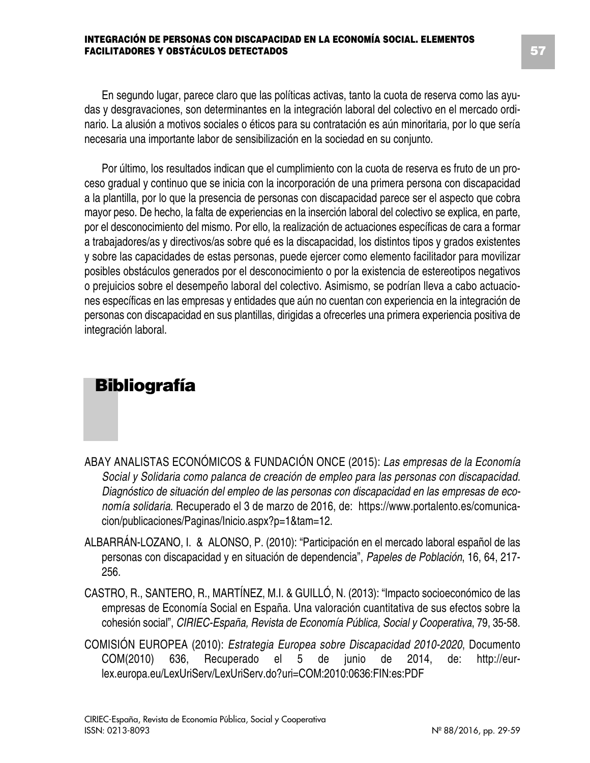En segundo lugar, parece claro que las políticas activas, tanto la cuota de reserva como las ayudas y desgravaciones, son determinantes en la integración laboral del colectivo en el mercado ordinario. La alusión a motivos sociales o éticos para su contratación es aún minoritaria, por lo que sería necesaria una importante labor de sensibilización en la sociedad en su conjunto.

Por último, los resultados indican que el cumplimiento con la cuota de reserva es fruto de un proceso gradual y continuo que se inicia con la incorporación de una primera persona con discapacidad a la plantilla, por lo que la presencia de personas con discapacidad parece ser el aspecto que cobra mayor peso. De hecho, la falta de experiencias en la inserción laboral del colectivo se explica, en parte, por el desconocimiento del mismo. Por ello, la realización de actuaciones específicas de cara a formar a trabajadores/as y directivos/as sobre qué es la discapacidad, los distintos tipos y grados existentes y sobre las capacidades de estas personas, puede ejercer como elemento facilitador para movilizar posibles obstáculos generados por el desconocimiento o por la existencia de estereotipos negativos o prejuicios sobre el desempeño laboral del colectivo. Asimismo, se podrían lleva a cabo actuaciones específicas en las empresas y entidades que aún no cuentan con experiencia en la integración de personas con discapacidad en sus plantillas, dirigidas a ofrecerles una primera experiencia positiva de integración laboral.

# Bibliografía

ABAY ANALISTAS ECONÓMICOS & FUNDACIÓN ONCE (2015): *Las empresas de la Economía Social y Solidaria como palanca de creación de empleo para las personas con discapacidad. Diagnóstico de situación del empleo de las personas con discapacidad en las empresas de economía solidaria*. Recuperado el 3 de marzo de 2016, de: https://www.portalento.es/comunicacion/publicaciones/Paginas/Inicio.aspx?p=1&tam=12.

ALBARRÁN-LOZANO, I. & ALONSO, P. (2010): "Participación en el mercado laboral español de las personas con discapacidad y en situación de dependencia", *Papeles de Población*, 16, 64, 217-256.

CASTRO, R., SANTERO, R., MARTÍNEZ, M.I. & GUILLÓ, N. (2013): "Impacto socioeconómico de las empresas de Economía Social en España. Una valoración cuantitativa de sus efectos sobre la cohesión social", *CIRIEC-España, Revista de Economía Pública, Social y Cooperativa*, 79, 35-58.

COMISIÓN EUROPEA (2010): *Estrategia Europea sobre Discapacidad 2010-2020*, Documento COM(2010) 636, Recuperado el 5 de junio de 2014, de: http://eur-lex.europa.eu/LexUriServ/LexUriServ.do?uri=COM:2010:0636:FIN:es:PDF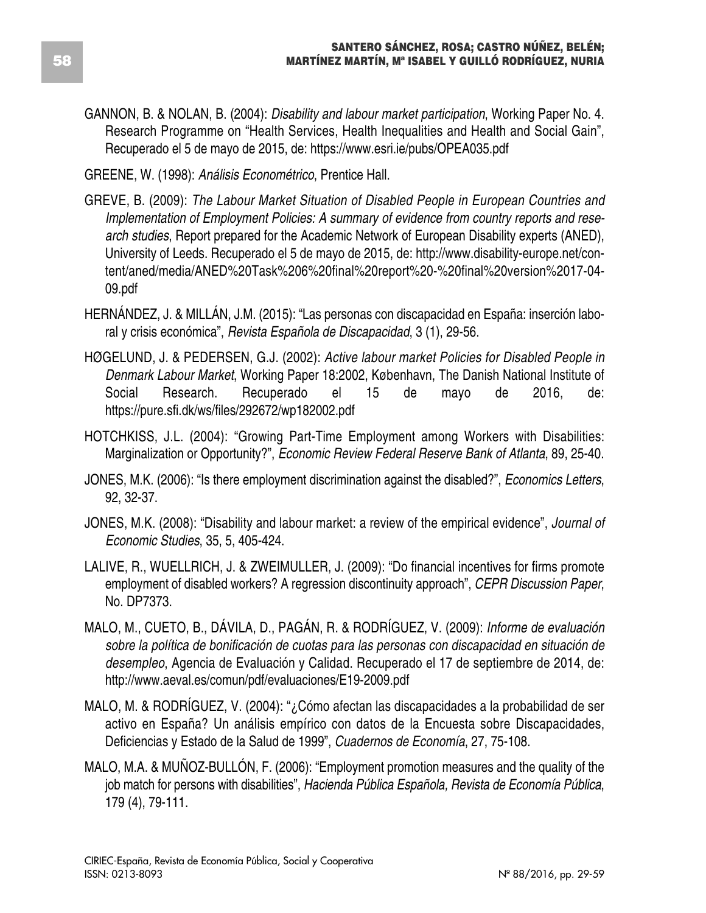GANNON, B. & NOLAN, B. (2004): *Disability and labour market participation*, Working Paper No. 4. Research Programme on "Health Services, Health Inequalities and Health and Social Gain", Recuperado el 5 de mayo de 2015, de: https://www.esri.ie/pubs/OPEA035.pdf

GREENE, W. (1998): *Análisis Econométrico*, Prentice Hall.

GREVE, B. (2009): *The Labour Market Situation of Disabled People in European Countries and Implementation of Employment Policies: A summary of evidence from country reports and research studies*, Report prepared for the Academic Network of European Disability experts (ANED), University of Leeds. Recuperado el 5 de mayo de 2015, de: http://www.disability-europe.net/content/aned/media/ANED%20Task%206%20final%20report%20-%20final%20version%2017-04-09.pdf

HERNÁNDEZ, J. & MILLÁN, J.M. (2015): "Las personas con discapacidad en España: inserción laboral y crisis económica", *Revista Española de Discapacidad*, 3 (1), 29-56.

HØGELUND, J. & PEDERSEN, G.J. (2002): *Active labour market Policies for Disabled People in Denmark Labour Market*, Working Paper 18:2002, København, The Danish National Institute of Social Research. Recuperado el 15 de mayo de 2016, de: https://pure.sfi.dk/ws/files/292672/wp182002.pdf

HOTCHKISS, J.L. (2004): "Growing Part-Time Employment among Workers with Disabilities: Marginalization or Opportunity?", *Economic Review Federal Reserve Bank of Atlanta*, 89, 25-40.

JONES, M.K. (2006): "Is there employment discrimination against the disabled?", *Economics Letters*, 92, 32-37.

JONES, M.K. (2008): "Disability and labour market: a review of the empirical evidence", *Journal of Economic Studies*, 35, 5, 405-424.

LALIVE, R., WUELLRICH, J. & ZWEIMULLER, J. (2009): "Do financial incentives for firms promote employment of disabled workers? A regression discontinuity approach", *CEPR Discussion Paper*, No. DP7373.

MALO, M., CUETO, B., DÁVILA, D., PAGÁN, R. & RODRÍGUEZ, V. (2009): *Informe de evaluación sobre la política de bonificación de cuotas para las personas con discapacidad en situación de desempleo*, Agencia de Evaluación y Calidad. Recuperado el 17 de septiembre de 2014, de: http://www.aeval.es/comun/pdf/evaluaciones/E19-2009.pdf

MALO, M. & RODRÍGUEZ, V. (2004): "¿Cómo afectan las discapacidades a la probabilidad de ser activo en España? Un análisis empírico con datos de la Encuesta sobre Discapacidades, Deficiencias y Estado de la Salud de 1999", *Cuadernos de Economía*, 27, 75-108.

MALO, M.A. & MUÑOZ-BULLÓN, F. (2006): "Employment promotion measures and the quality of the job match for persons with disabilities", *Hacienda Pública Española, Revista de Economía Pública*, 179 (4), 79-111.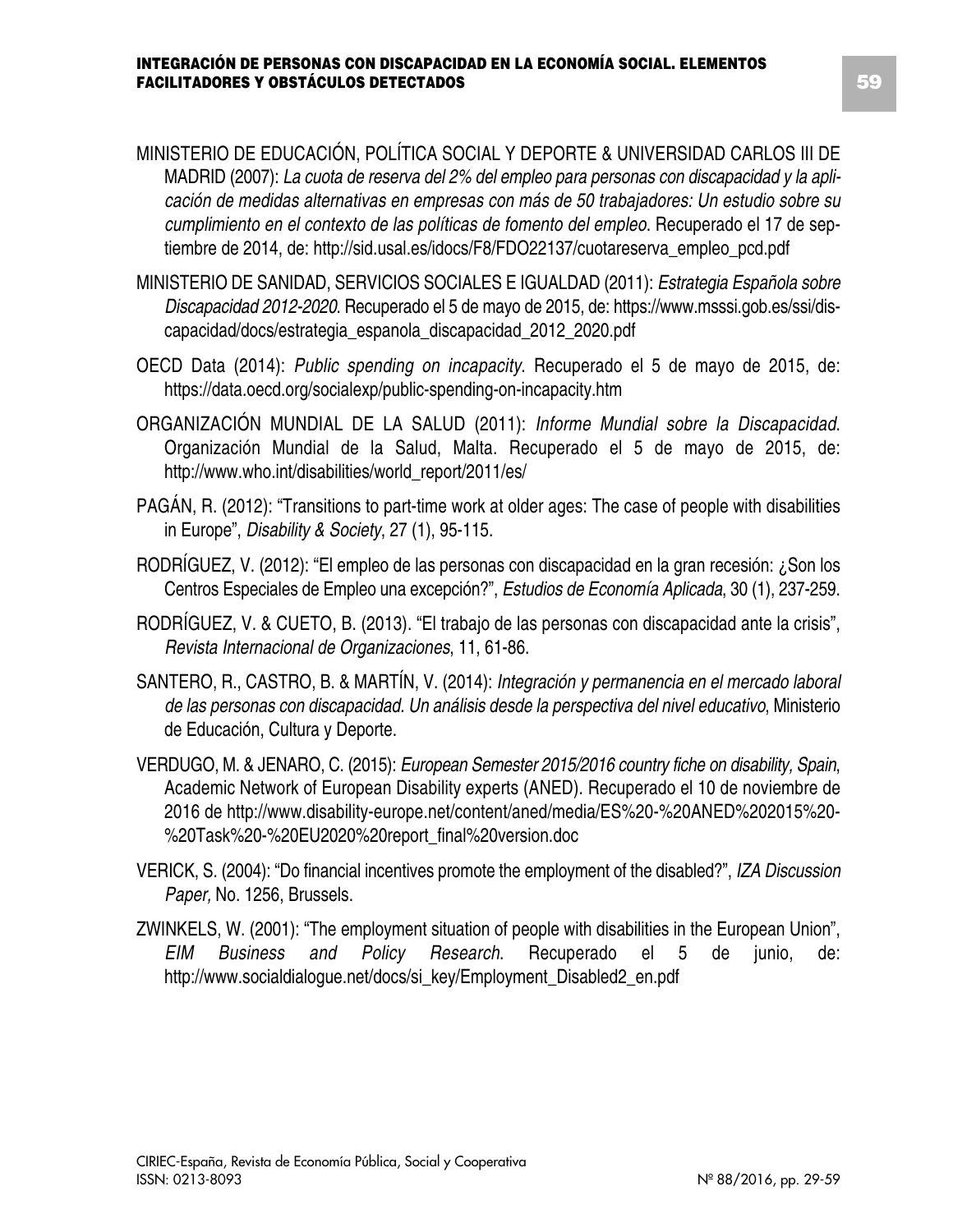MINISTERIO DE EDUCACIÓN, POLÍTICA SOCIAL Y DEPORTE & UNIVERSIDAD CARLOS III DE MADRID (2007): *La cuota de reserva del 2% del empleo para personas con discapacidad y la aplicación de medidas alternativas en empresas con más de 50 trabajadores: Un estudio sobre su cumplimiento en el contexto de las políticas de fomento del empleo*. Recuperado el 17 de septiembre de 2014, de: http://sid.usal.es/idocs/F8/FDO22137/cuotareserva_empleo_pcd.pdf

MINISTERIO DE SANIDAD, SERVICIOS SOCIALES E IGUALDAD (2011): *Estrategia Española sobre Discapacidad 2012-2020*. Recuperado el 5 de mayo de 2015, de: https://www.msssi.gob.es/ssi/discapacidad/docs/estrategia_espanola_discapacidad_2012_2020.pdf

OECD Data (2014): *Public spending on incapacity*. Recuperado el 5 de mayo de 2015, de: https://data.oecd.org/socialexp/public-spending-on-incapacity.htm

ORGANIZACIÓN MUNDIAL DE LA SALUD (2011): *Informe Mundial sobre la Discapacidad*. Organización Mundial de la Salud, Malta. Recuperado el 5 de mayo de 2015, de: http://www.who.int/disabilities/world_report/2011/es/

PAGÁN, R. (2012): "Transitions to part-time work at older ages: The case of people with disabilities in Europe", *Disability & Society*, 27 (1), 95-115.

RODRÍGUEZ, V. (2012): "El empleo de las personas con discapacidad en la gran recesión: ¿Son los Centros Especiales de Empleo una excepción?", *Estudios de Economía Aplicada*, 30 (1), 237-259.

RODRÍGUEZ, V. & CUETO, B. (2013). "El trabajo de las personas con discapacidad ante la crisis", *Revista Internacional de Organizaciones*, 11, 61-86.

SANTERO, R., CASTRO, B. & MARTÍN, V. (2014): *Integración y permanencia en el mercado laboral de las personas con discapacidad. Un análisis desde la perspectiva del nivel educativo*, Ministerio de Educación, Cultura y Deporte.

VERDUGO, M. & JENARO, C. (2015): *European Semester 2015/2016 country fiche on disability, Spain*, Academic Network of European Disability experts (ANED). Recuperado el 10 de noviembre de 2016 de http://www.disability-europe.net/content/aned/media/ES%20-%20ANED%202015%20-%20Task%20-%20EU2020%20report_final%20version.doc

VERICK, S. (2004): "Do financial incentives promote the employment of the disabled?", *IZA Discussion Paper,* No. 1256, Brussels.

ZWINKELS, W. (2001): "The employment situation of people with disabilities in the European Union", *EIM Business and Policy Research*. Recuperado el 5 de junio, de: http://www.socialdialogue.net/docs/si_key/Employment_Disabled2_en.pdf